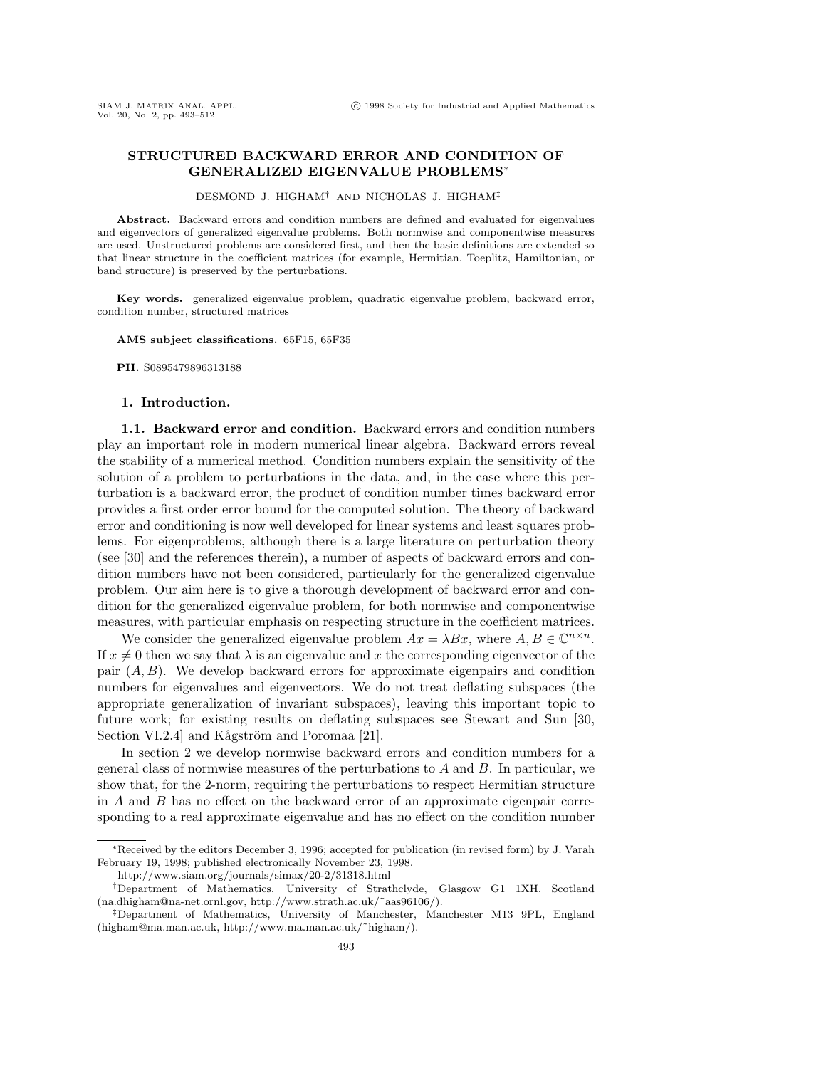# STRUCTURED BACKWARD ERROR AND CONDITION OF GENERALIZED EIGENVALUE PROBLEMS*

DESMOND J. HIGHAM† AND NICHOLAS J. HIGHAM‡

**Abstract.** Backward errors and condition numbers are defined and evaluated for eigenvalues and eigenvectors of generalized eigenvalue problems. Both normwise and componentwise measures are used. Unstructured problems are considered first, and then the basic definitions are extended so that linear structure in the coefficient matrices (for example, Hermitian, Toeplitz, Hamiltonian, or band structure) is preserved by the perturbations.

**Key words.** generalized eigenvalue problem, quadratic eigenvalue problem, backward error, condition number, structured matrices

**AMS subject classifications.** 65F15, 65F35

**PII.** S0895479896313188

## 1. Introduction.

### 1.1. Backward error and condition.

Backward errors and condition numbers play an important role in modern numerical linear algebra. Backward errors reveal the stability of a numerical method. Condition numbers explain the sensitivity of the solution of a problem to perturbations in the data, and, in the case where this perturbation is a backward error, the product of condition number times backward error provides a first order error bound for the computed solution. The theory of backward error and conditioning is now well developed for linear systems and least squares problems. For eigenproblems, although there is a large literature on perturbation theory (see [30] and the references therein), a number of aspects of backward errors and condition numbers have not been considered, particularly for the generalized eigenvalue problem. Our aim here is to give a thorough development of backward error and condition for the generalized eigenvalue problem, for both normwise and componentwise measures, with particular emphasis on respecting structure in the coefficient matrices.

We consider the generalized eigenvalue problem $Ax = \lambda Bx$, where $A, B \in \mathbb{C}^{n\times n}$. If $x \neq 0$ then we say that $\lambda$ is an eigenvalue and $x$ the corresponding eigenvector of the pair $(A, B)$. We develop backward errors for approximate eigenpairs and condition numbers for eigenvalues and eigenvectors. We do not treat deflating subspaces (the appropriate generalization of invariant subspaces), leaving this important topic to future work; for existing results on deflating subspaces see Stewart and Sun [30, Section VI.2.4] and Kågström and Poromaa [21].

In section 2 we develop normwise backward errors and condition numbers for a general class of normwise measures of the perturbations to $A$ and $B$. In particular, we show that, for the 2-norm, requiring the perturbations to respect Hermitian structure in $A$ and $B$ has no effect on the backward error of an approximate eigenpair corresponding to a real approximate eigenvalue and has no effect on the condition number

---

*Received by the editors December 3, 1996; accepted for publication (in revised form) by J. Varah February 19, 1998; published electronically November 23, 1998.

http://www.siam.org/journals/simax/20-2/31318.html

†Department of Mathematics, University of Strathclyde, Glasgow G1 1XH, Scotland (na.dhigham@na-net.ornl.gov, http://www.strath.ac.uk/˜aas96106/).

‡Department of Mathematics, University of Manchester, Manchester M13 9PL, England (higham@ma.man.ac.uk, http://www.ma.man.ac.uk/˜higham/).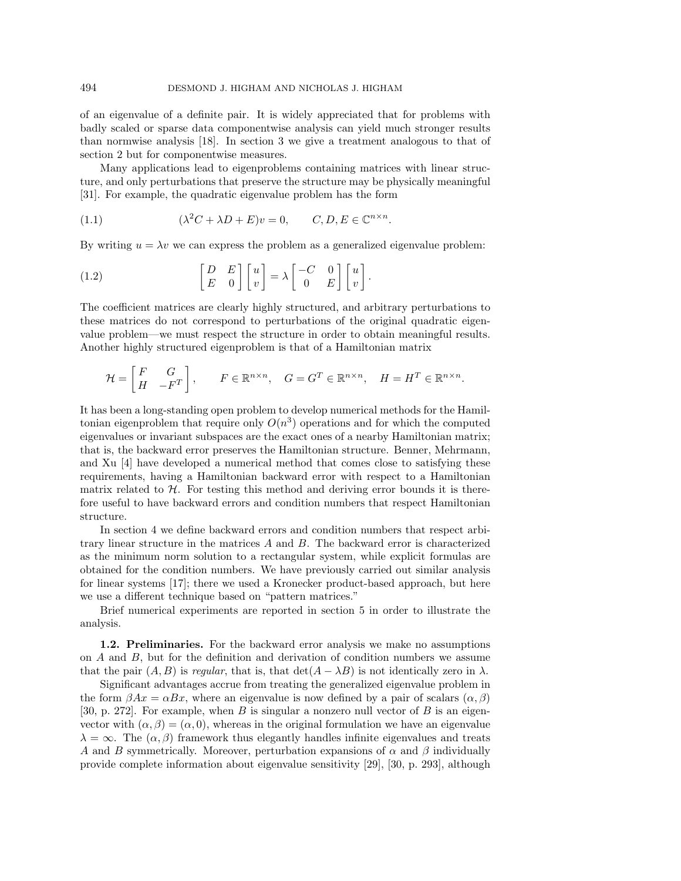of an eigenvalue of a definite pair. It is widely appreciated that for problems with badly scaled or sparse data componentwise analysis can yield much stronger results than normwise analysis [18]. In section 3 we give a treatment analogous to that of section 2 but for componentwise measures.

Many applications lead to eigenproblems containing matrices with linear structure, and only perturbations that preserve the structure may be physically meaningful [31]. For example, the quadratic eigenvalue problem has the form

$$(\lambda^2 C + \lambda D + E)v = 0, \qquad C, D, E \in \mathbb{C}^{n\times n}. \tag{1.1}$$

By writing $u = \lambda v$ we can express the problem as a generalized eigenvalue problem:

$$\begin{bmatrix} D & E \\ E & 0 \end{bmatrix} \begin{bmatrix} u \\ v \end{bmatrix} = \lambda \begin{bmatrix} -C & 0 \\ 0 & E \end{bmatrix} \begin{bmatrix} u \\ v \end{bmatrix}. \tag{1.2}$$

The coefficient matrices are clearly highly structured, and arbitrary perturbations to these matrices do not correspond to perturbations of the original quadratic eigenvalue problem—we must respect the structure in order to obtain meaningful results. Another highly structured eigenproblem is that of a Hamiltonian matrix

$$\mathcal{H} = \begin{bmatrix} F & G \\ H & -F^T \end{bmatrix}, \qquad F \in \mathbb{R}^{n\times n}, \quad G = G^T \in \mathbb{R}^{n\times n}, \quad H = H^T \in \mathbb{R}^{n\times n}.$$

It has been a long-standing open problem to develop numerical methods for the Hamiltonian eigenproblem that require only $O(n^3)$ operations and for which the computed eigenvalues or invariant subspaces are the exact ones of a nearby Hamiltonian matrix; that is, the backward error preserves the Hamiltonian structure. Benner, Mehrmann, and Xu [4] have developed a numerical method that comes close to satisfying these requirements, having a Hamiltonian backward error with respect to a Hamiltonian matrix related to $\mathcal{H}$. For testing this method and deriving error bounds it is therefore useful to have backward errors and condition numbers that respect Hamiltonian structure.

In section 4 we define backward errors and condition numbers that respect arbitrary linear structure in the matrices $A$ and $B$. The backward error is characterized as the minimum norm solution to a rectangular system, while explicit formulas are obtained for the condition numbers. We have previously carried out similar analysis for linear systems [17]; there we used a Kronecker product-based approach, but here we use a different technique based on "pattern matrices."

Brief numerical experiments are reported in section 5 in order to illustrate the analysis.

**1.2. Preliminaries.** For the backward error analysis we make no assumptions on $A$ and $B$, but for the definition and derivation of condition numbers we assume that the pair $(A, B)$ is *regular*, that is, that $\det(A - \lambda B)$ is not identically zero in $\lambda$.

Significant advantages accrue from treating the generalized eigenvalue problem in the form $\beta Ax = \alpha Bx$, where an eigenvalue is now defined by a pair of scalars $(\alpha, \beta)$ [30, p. 272]. For example, when $B$ is singular a nonzero null vector of $B$ is an eigenvector with $(\alpha, \beta) = (\alpha, 0)$, whereas in the original formulation we have an eigenvalue $\lambda = \infty$. The $(\alpha, \beta)$ framework thus elegantly handles infinite eigenvalues and treats $A$ and $B$ symmetrically. Moreover, perturbation expansions of $\alpha$ and $\beta$ individually provide complete information about eigenvalue sensitivity [29], [30, p. 293], although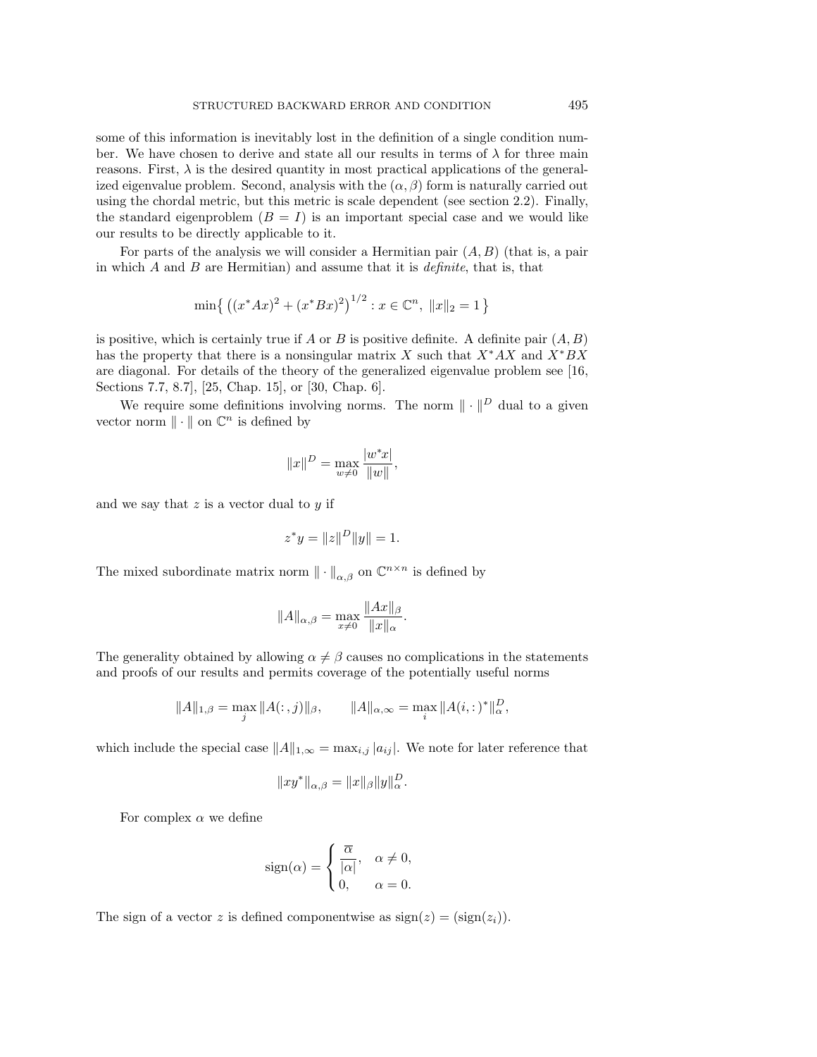some of this information is inevitably lost in the definition of a single condition number. We have chosen to derive and state all our results in terms of $\lambda$ for three main reasons. First, $\lambda$ is the desired quantity in most practical applications of the generalized eigenvalue problem. Second, analysis with the $(\alpha, \beta)$ form is naturally carried out using the chordal metric, but this metric is scale dependent (see section 2.2). Finally, the standard eigenproblem ($B = I$) is an important special case and we would like our results to be directly applicable to it.

For parts of the analysis we will consider a Hermitian pair $(A, B)$ (that is, a pair in which $A$ and $B$ are Hermitian) and assume that it is *definite*, that is, that

$$\min\left\{ \left((x^*Ax)^2 + (x^*Bx)^2\right)^{1/2} : x \in \mathbb{C}^n,\ \|x\|_2 = 1 \right\}$$

is positive, which is certainly true if $A$ or $B$ is positive definite. A definite pair $(A, B)$ has the property that there is a nonsingular matrix $X$ such that $X^*AX$ and $X^*BX$ are diagonal. For details of the theory of the generalized eigenvalue problem see [16, Sections 7.7, 8.7], [25, Chap. 15], or [30, Chap. 6].

We require some definitions involving norms. The norm $\|\cdot\|^D$ dual to a given vector norm $\|\cdot\|$ on $\mathbb{C}^n$ is defined by

$$\|x\|^D = \max_{w \neq 0} \frac{|w^*x|}{\|w\|},$$

and we say that $z$ is a vector dual to $y$ if

$$z^*y = \|z\|^D \|y\| = 1.$$

The mixed subordinate matrix norm $\|\cdot\|_{\alpha,\beta}$ on $\mathbb{C}^{n\times n}$ is defined by

$$\|A\|_{\alpha,\beta} = \max_{x \neq 0} \frac{\|Ax\|_\beta}{\|x\|_\alpha}.$$

The generality obtained by allowing $\alpha \neq \beta$ causes no complications in the statements and proofs of our results and permits coverage of the potentially useful norms

$$\|A\|_{1,\beta} = \max_j \|A(:,j)\|_\beta, \qquad \|A\|_{\alpha,\infty} = \max_i \|A(i,:)^*\|_\alpha^D,$$

which include the special case $\|A\|_{1,\infty} = \max_{i,j} |a_{ij}|$. We note for later reference that

$$\|xy^*\|_{\alpha,\beta} = \|x\|_\beta \|y\|_\alpha^D.$$

For complex $\alpha$ we define

$$\operatorname{sign}(\alpha) = \begin{cases} \dfrac{\overline{\alpha}}{|\alpha|}, & \alpha \neq 0, \\ 0, & \alpha = 0. \end{cases}$$

The sign of a vector $z$ is defined componentwise as $\operatorname{sign}(z) = (\operatorname{sign}(z_i))$.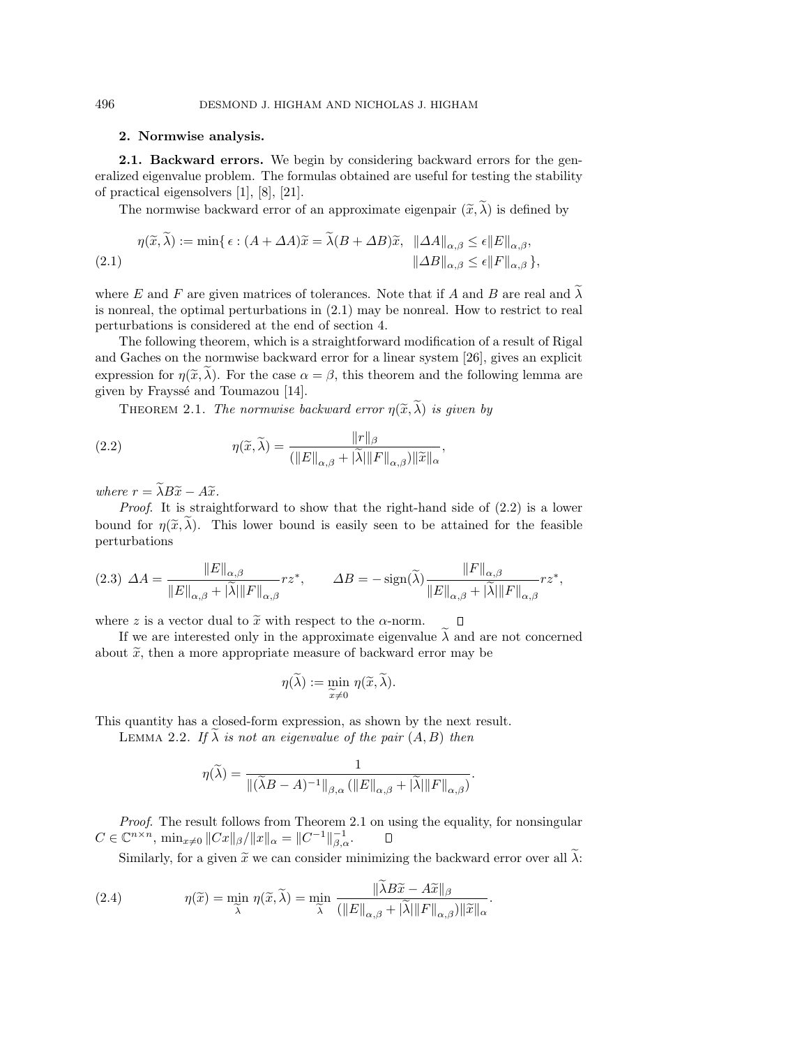## 2. Normwise analysis.

**2.1. Backward errors.** We begin by considering backward errors for the generalized eigenvalue problem. The formulas obtained are useful for testing the stability of practical eigensolvers [1], [8], [21].

The normwise backward error of an approximate eigenpair $(\widetilde{x}, \widetilde{\lambda})$ is defined by

$$\eta(\widetilde{x}, \widetilde{\lambda}) := \min\{\, \epsilon : (A + \Delta A)\widetilde{x} = \widetilde{\lambda}(B + \Delta B)\widetilde{x}, \;\; \|\Delta A\|_{\alpha,\beta} \le \epsilon \|E\|_{\alpha,\beta}, \;\; \|\Delta B\|_{\alpha,\beta} \le \epsilon \|F\|_{\alpha,\beta} \,\}, \tag{2.1}$$

where $E$ and $F$ are given matrices of tolerances. Note that if $A$ and $B$ are real and $\widetilde{\lambda}$ is nonreal, the optimal perturbations in (2.1) may be nonreal. How to restrict to real perturbations is considered at the end of section 4.

The following theorem, which is a straightforward modification of a result of Rigal and Gaches on the normwise backward error for a linear system [26], gives an explicit expression for $\eta(\widetilde{x}, \widetilde{\lambda})$. For the case $\alpha = \beta$, this theorem and the following lemma are given by Frayssé and Toumazou [14].

THEOREM 2.1. *The normwise backward error $\eta(\widetilde{x}, \widetilde{\lambda})$ is given by*

$$\eta(\widetilde{x}, \widetilde{\lambda}) = \frac{\|r\|_\beta}{(\|E\|_{\alpha,\beta} + |\widetilde{\lambda}| \|F\|_{\alpha,\beta}) \|\widetilde{x}\|_\alpha}, \tag{2.2}$$

*where $r = \widetilde{\lambda} B \widetilde{x} - A\widetilde{x}$.*

*Proof*. It is straightforward to show that the right-hand side of (2.2) is a lower bound for $\eta(\widetilde{x}, \widetilde{\lambda})$. This lower bound is easily seen to be attained for the feasible perturbations

$$\Delta A = \frac{\|E\|_{\alpha,\beta}}{\|E\|_{\alpha,\beta} + |\widetilde{\lambda}| \|F\|_{\alpha,\beta}} r z^*, \qquad \Delta B = -\operatorname{sign}(\widetilde{\lambda}) \frac{\|F\|_{\alpha,\beta}}{\|E\|_{\alpha,\beta} + |\widetilde{\lambda}| \|F\|_{\alpha,\beta}} r z^*, \tag{2.3}$$

where $z$ is a vector dual to $\widetilde{x}$ with respect to the $\alpha$-norm. □

If we are interested only in the approximate eigenvalue $\widetilde{\lambda}$ and are not concerned about $\widetilde{x}$, then a more appropriate measure of backward error may be

$$\eta(\widetilde{\lambda}) := \min_{\widetilde{x} \ne 0} \eta(\widetilde{x}, \widetilde{\lambda}).$$

This quantity has a closed-form expression, as shown by the next result.

LEMMA 2.2. *If $\widetilde{\lambda}$ is not an eigenvalue of the pair $(A, B)$ then*

$$\eta(\widetilde{\lambda}) = \frac{1}{\|(\widetilde{\lambda} B - A)^{-1}\|_{\beta,\alpha} (\|E\|_{\alpha,\beta} + |\widetilde{\lambda}| \|F\|_{\alpha,\beta})}.$$

*Proof*. The result follows from Theorem 2.1 on using the equality, for nonsingular $C \in \mathbb{C}^{n \times n}$, $\min_{x \ne 0} \|Cx\|_\beta / \|x\|_\alpha = \|C^{-1}\|_{\beta,\alpha}^{-1}$. □

Similarly, for a given $\widetilde{x}$ we can consider minimizing the backward error over all $\widetilde{\lambda}$:

$$\eta(\widetilde{x}) = \min_{\widetilde{\lambda}} \eta(\widetilde{x}, \widetilde{\lambda}) = \min_{\widetilde{\lambda}} \frac{\|\widetilde{\lambda} B \widetilde{x} - A\widetilde{x}\|_\beta}{(\|E\|_{\alpha,\beta} + |\widetilde{\lambda}| \|F\|_{\alpha,\beta}) \|\widetilde{x}\|_\alpha}. \tag{2.4}$$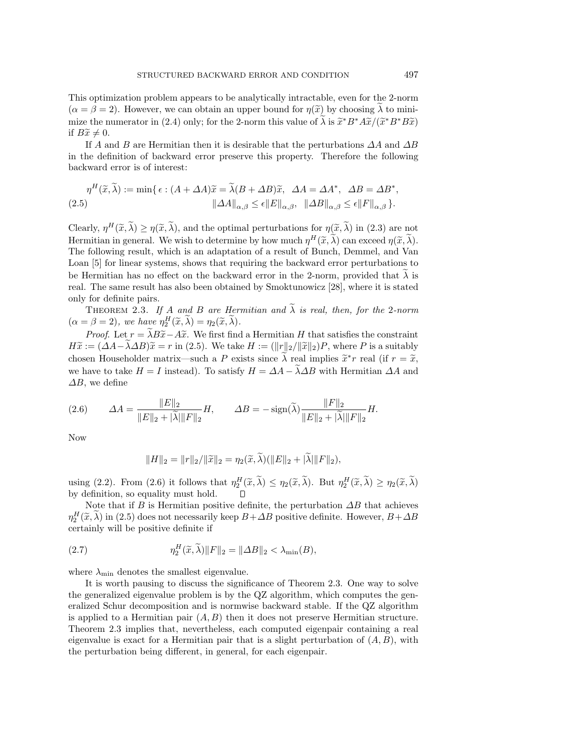This optimization problem appears to be analytically intractable, even for the 2-norm ($\alpha = \beta = 2$). However, we can obtain an upper bound for $\eta(\widetilde{x})$ by choosing $\widetilde{\lambda}$ to minimize the numerator in (2.4) only; for the 2-norm this value of $\widetilde{\lambda}$ is $\widetilde{x}^* B^* A\widetilde{x}/(\widetilde{x}^* B^* B\widetilde{x})$ if $B\widetilde{x} \neq 0$.

If $A$ and $B$ are Hermitian then it is desirable that the perturbations $\Delta A$ and $\Delta B$ in the definition of backward error preserve this property. Therefore the following backward error is of interest:

$$\eta^H(\widetilde{x}, \widetilde{\lambda}) := \min\{\, \epsilon : (A + \Delta A)\widetilde{x} = \widetilde{\lambda}(B + \Delta B)\widetilde{x}, \;\; \Delta A = \Delta A^*, \;\; \Delta B = \Delta B^*, \tag{2.5}$$
$$\|\Delta A\|_{\alpha,\beta} \leq \epsilon \|E\|_{\alpha,\beta}, \;\; \|\Delta B\|_{\alpha,\beta} \leq \epsilon \|F\|_{\alpha,\beta} \,\}.$$

Clearly, $\eta^H(\widetilde{x}, \widetilde{\lambda}) \geq \eta(\widetilde{x}, \widetilde{\lambda})$, and the optimal perturbations for $\eta(\widetilde{x}, \widetilde{\lambda})$ in (2.3) are not Hermitian in general. We wish to determine by how much $\eta^H(\widetilde{x}, \widetilde{\lambda})$ can exceed $\eta(\widetilde{x}, \widetilde{\lambda})$. The following result, which is an adaptation of a result of Bunch, Demmel, and Van Loan [5] for linear systems, shows that requiring the backward error perturbations to be Hermitian has no effect on the backward error in the 2-norm, provided that $\widetilde{\lambda}$ is real. The same result has also been obtained by Smoktunowicz [28], where it is stated only for definite pairs.

THEOREM 2.3. *If $A$ and $B$ are Hermitian and $\widetilde{\lambda}$ is real, then, for the 2-norm ($\alpha = \beta = 2$), we have $\eta_2^H(\widetilde{x}, \widetilde{\lambda}) = \eta_2(\widetilde{x}, \widetilde{\lambda})$.*

*Proof.* Let $r = \widetilde{\lambda} B\widetilde{x} - A\widetilde{x}$. We first find a Hermitian $H$ that satisfies the constraint $H\widetilde{x} := (\Delta A - \widetilde{\lambda}\Delta B)\widetilde{x} = r$ in (2.5). We take $H := (\|r\|_2/\|\widetilde{x}\|_2)P$, where $P$ is a suitably chosen Householder matrix—such a $P$ exists since $\widetilde{\lambda}$ real implies $\widetilde{x}^* r$ real (if $r = \widetilde{x}$, we have to take $H = I$ instead). To satisfy $H = \Delta A - \widetilde{\lambda}\Delta B$ with Hermitian $\Delta A$ and $\Delta B$, we define

$$\Delta A = \frac{\|E\|_2}{\|E\|_2 + |\widetilde{\lambda}|\|F\|_2} H, \qquad \Delta B = -\operatorname{sign}(\widetilde{\lambda}) \frac{\|F\|_2}{\|E\|_2 + |\widetilde{\lambda}|\|F\|_2} H. \tag{2.6}$$

Now

$$\|H\|_2 = \|r\|_2/\|\widetilde{x}\|_2 = \eta_2(\widetilde{x}, \widetilde{\lambda})(\|E\|_2 + |\widetilde{\lambda}|\|F\|_2),$$

using (2.2). From (2.6) it follows that $\eta_2^H(\widetilde{x}, \widetilde{\lambda}) \leq \eta_2(\widetilde{x}, \widetilde{\lambda})$. But $\eta_2^H(\widetilde{x}, \widetilde{\lambda}) \geq \eta_2(\widetilde{x}, \widetilde{\lambda})$ by definition, so equality must hold. $\square$

Note that if $B$ is Hermitian positive definite, the perturbation $\Delta B$ that achieves $\eta_2^H(\widetilde{x}, \widetilde{\lambda})$ in (2.5) does not necessarily keep $B + \Delta B$ positive definite. However, $B + \Delta B$ certainly will be positive definite if

$$\eta_2^H(\widetilde{x}, \widetilde{\lambda})\|F\|_2 = \|\Delta B\|_2 < \lambda_{\min}(B), \tag{2.7}$$

where $\lambda_{\min}$ denotes the smallest eigenvalue.

It is worth pausing to discuss the significance of Theorem 2.3. One way to solve the generalized eigenvalue problem is by the QZ algorithm, which computes the generalized Schur decomposition and is normwise backward stable. If the QZ algorithm is applied to a Hermitian pair $(A, B)$ then it does not preserve Hermitian structure. Theorem 2.3 implies that, nevertheless, each computed eigenpair containing a real eigenvalue is exact for a Hermitian pair that is a slight perturbation of $(A, B)$, with the perturbation being different, in general, for each eigenpair.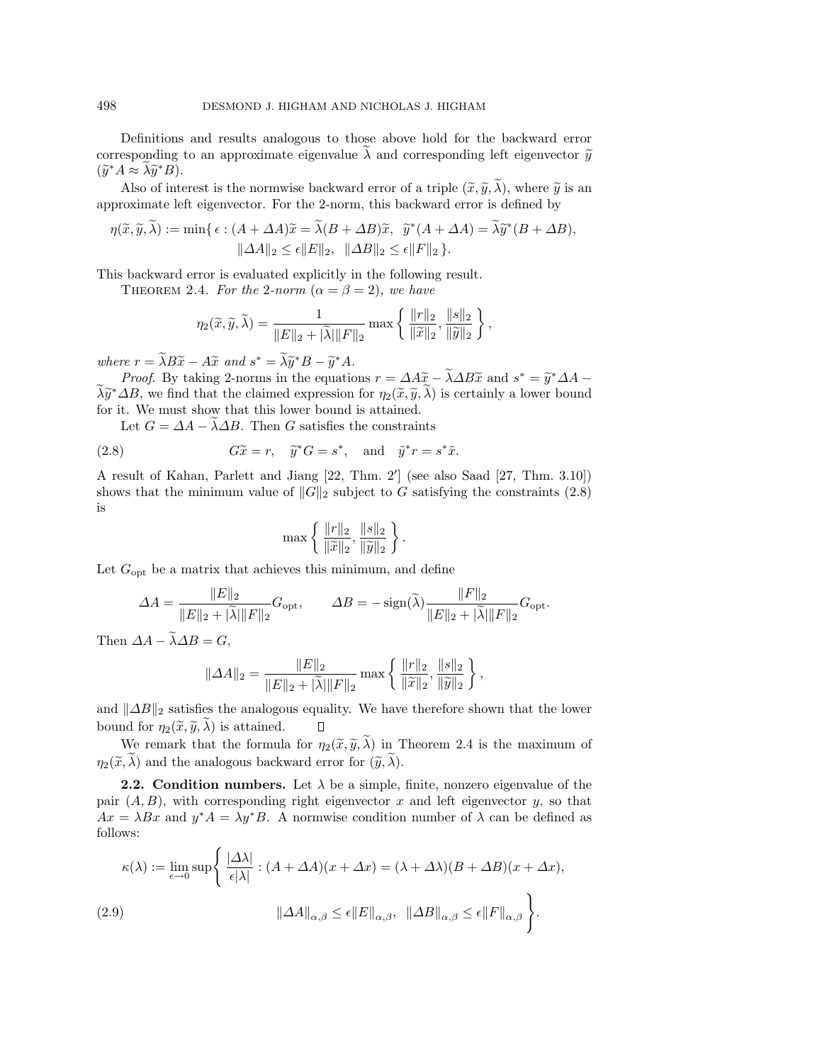Definitions and results analogous to those above hold for the backward error corresponding to an approximate eigenvalue $\widetilde{\lambda}$ and corresponding left eigenvector $\widetilde{y}$ ($\widetilde{y}^*A \approx \widetilde{\lambda}\widetilde{y}^*B$).

Also of interest is the normwise backward error of a triple $(\widetilde{x}, \widetilde{y}, \widetilde{\lambda})$, where $\widetilde{y}$ is an approximate left eigenvector. For the 2-norm, this backward error is defined by

$$\eta(\widetilde{x}, \widetilde{y}, \widetilde{\lambda}) := \min\{\, \epsilon : (A + \Delta A)\widetilde{x} = \widetilde{\lambda}(B + \Delta B)\widetilde{x}, \;\; \widetilde{y}^*(A + \Delta A) = \widetilde{\lambda}\widetilde{y}^*(B + \Delta B), \\ \|\Delta A\|_2 \le \epsilon \|E\|_2, \;\; \|\Delta B\|_2 \le \epsilon \|F\|_2 \,\}.$$

This backward error is evaluated explicitly in the following result.

THEOREM 2.4. *For the 2-norm ($\alpha = \beta = 2$), we have*

$$\eta_2(\widetilde{x}, \widetilde{y}, \widetilde{\lambda}) = \frac{1}{\|E\|_2 + |\widetilde{\lambda}|\|F\|_2} \max\left\{ \frac{\|r\|_2}{\|\widetilde{x}\|_2}, \frac{\|s\|_2}{\|\widetilde{y}\|_2} \right\},$$

*where $r = \widetilde{\lambda}B\widetilde{x} - A\widetilde{x}$ and $s^* = \widetilde{\lambda}\widetilde{y}^*B - \widetilde{y}^*A$.*

*Proof*. By taking 2-norms in the equations $r = \Delta A\widetilde{x} - \widetilde{\lambda}\Delta B\widetilde{x}$ and $s^* = \widetilde{y}^*\Delta A - \widetilde{\lambda}\widetilde{y}^*\Delta B$, we find that the claimed expression for $\eta_2(\widetilde{x}, \widetilde{y}, \widetilde{\lambda})$ is certainly a lower bound for it. We must show that this lower bound is attained.

Let $G = \Delta A - \widetilde{\lambda}\Delta B$. Then $G$ satisfies the constraints

$$G\widetilde{x} = r, \quad \widetilde{y}^*G = s^*, \quad \text{and} \quad \tilde{y}^*r = s^*\tilde{x}. \tag{2.8}$$

A result of Kahan, Parlett and Jiang [22, Thm. 2′] (see also Saad [27, Thm. 3.10]) shows that the minimum value of $\|G\|_2$ subject to $G$ satisfying the constraints (2.8) is

$$\max\left\{ \frac{\|r\|_2}{\|\widetilde{x}\|_2}, \frac{\|s\|_2}{\|\widetilde{y}\|_2} \right\}.$$

Let $G_{\text{opt}}$ be a matrix that achieves this minimum, and define

$$\Delta A = \frac{\|E\|_2}{\|E\|_2 + |\widetilde{\lambda}|\|F\|_2} G_{\text{opt}}, \qquad \Delta B = -\operatorname{sign}(\widetilde{\lambda}) \frac{\|F\|_2}{\|E\|_2 + |\widetilde{\lambda}|\|F\|_2} G_{\text{opt}}.$$

Then $\Delta A - \widetilde{\lambda}\Delta B = G$,

$$\|\Delta A\|_2 = \frac{\|E\|_2}{\|E\|_2 + |\widetilde{\lambda}|\|F\|_2} \max\left\{ \frac{\|r\|_2}{\|\widetilde{x}\|_2}, \frac{\|s\|_2}{\|\widetilde{y}\|_2} \right\},$$

and $\|\Delta B\|_2$ satisfies the analogous equality. We have therefore shown that the lower bound for $\eta_2(\widetilde{x}, \widetilde{y}, \widetilde{\lambda})$ is attained. $\square$

We remark that the formula for $\eta_2(\widetilde{x}, \widetilde{y}, \widetilde{\lambda})$ in Theorem 2.4 is the maximum of $\eta_2(\widetilde{x}, \widetilde{\lambda})$ and the analogous backward error for $(\widetilde{y}, \widetilde{\lambda})$.

**2.2. Condition numbers.** Let $\lambda$ be a simple, finite, nonzero eigenvalue of the pair $(A, B)$, with corresponding right eigenvector $x$ and left eigenvector $y$, so that $Ax = \lambda Bx$ and $y^*A = \lambda y^*B$. A normwise condition number of $\lambda$ can be defined as follows:

$$\kappa(\lambda) := \lim_{\epsilon \to 0} \sup \left\{ \frac{|\Delta\lambda|}{\epsilon|\lambda|} : (A + \Delta A)(x + \Delta x) = (\lambda + \Delta\lambda)(B + \Delta B)(x + \Delta x), \right. \\ \left. \|\Delta A\|_{\alpha,\beta} \le \epsilon \|E\|_{\alpha,\beta}, \;\; \|\Delta B\|_{\alpha,\beta} \le \epsilon \|F\|_{\alpha,\beta} \right\}. \tag{2.9}$$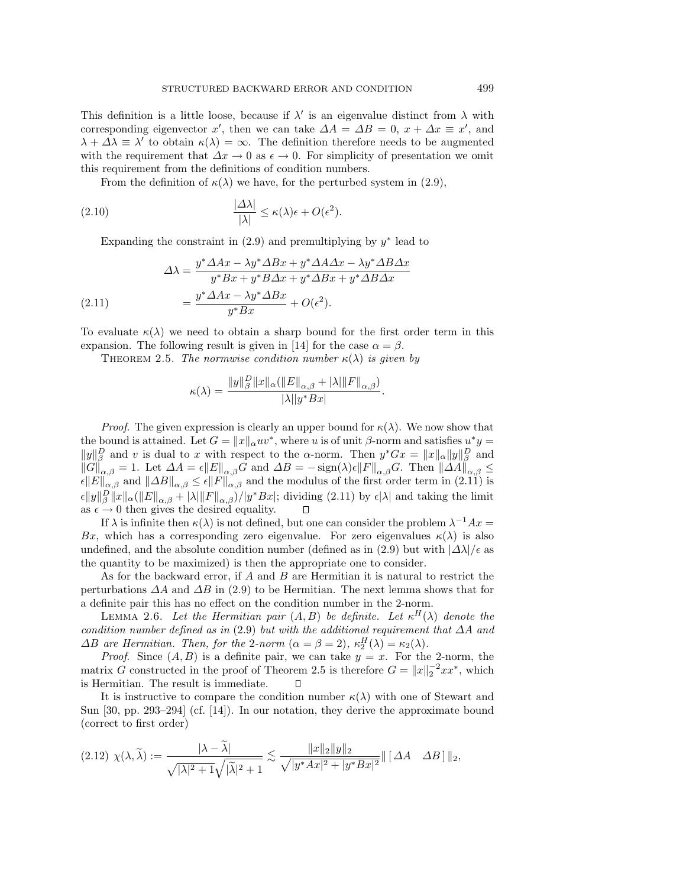This definition is a little loose, because if $\lambda'$ is an eigenvalue distinct from $\lambda$ with corresponding eigenvector $x'$, then we can take $\Delta A = \Delta B = 0$, $x + \Delta x \equiv x'$, and $\lambda + \Delta\lambda \equiv \lambda'$ to obtain $\kappa(\lambda) = \infty$. The definition therefore needs to be augmented with the requirement that $\Delta x \to 0$ as $\epsilon \to 0$. For simplicity of presentation we omit this requirement from the definitions of condition numbers.

From the definition of $\kappa(\lambda)$ we have, for the perturbed system in (2.9),

$$\frac{|\Delta\lambda|}{|\lambda|} \le \kappa(\lambda)\epsilon + O(\epsilon^2). \tag{2.10}$$

Expanding the constraint in (2.9) and premultiplying by $y^*$ lead to

$$\begin{aligned} \Delta\lambda &= \frac{y^*\Delta A x - \lambda y^* \Delta B x + y^* \Delta A \Delta x - \lambda y^* \Delta B \Delta x}{y^* B x + y^* B \Delta x + y^* \Delta B x + y^* \Delta B \Delta x} \\ &= \frac{y^* \Delta A x - \lambda y^* \Delta B x}{y^* B x} + O(\epsilon^2). \end{aligned} \tag{2.11}$$

To evaluate $\kappa(\lambda)$ we need to obtain a sharp bound for the first order term in this expansion. The following result is given in [14] for the case $\alpha = \beta$.

Theorem 2.5. *The normwise condition number $\kappa(\lambda)$ is given by*

$$\kappa(\lambda) = \frac{\|y\|_\beta^D \|x\|_\alpha (\|E\|_{\alpha,\beta} + |\lambda| \|F\|_{\alpha,\beta})}{|\lambda| |y^* B x|}.$$

*Proof.* The given expression is clearly an upper bound for $\kappa(\lambda)$. We now show that the bound is attained. Let $G = \|x\|_\alpha u v^*$, where $u$ is of unit $\beta$-norm and satisfies $u^* y = \|y\|_\beta^D$ and $v$ is dual to $x$ with respect to the $\alpha$-norm. Then $y^* G x = \|x\|_\alpha \|y\|_\beta^D$ and $\|G\|_{\alpha,\beta} = 1$. Let $\Delta A = \epsilon \|E\|_{\alpha,\beta} G$ and $\Delta B = -\operatorname{sign}(\lambda) \epsilon \|F\|_{\alpha,\beta} G$. Then $\|\Delta A\|_{\alpha,\beta} \le \epsilon \|E\|_{\alpha,\beta}$ and $\|\Delta B\|_{\alpha,\beta} \le \epsilon \|F\|_{\alpha,\beta}$ and the modulus of the first order term in (2.11) is $\epsilon \|y\|_\beta^D \|x\|_\alpha (\|E\|_{\alpha,\beta} + |\lambda| \|F\|_{\alpha,\beta}) / |y^* B x|$; dividing (2.11) by $\epsilon|\lambda|$ and taking the limit as $\epsilon \to 0$ then gives the desired equality. $\square$

If $\lambda$ is infinite then $\kappa(\lambda)$ is not defined, but one can consider the problem $\lambda^{-1} A x = Bx$, which has a corresponding zero eigenvalue. For zero eigenvalues $\kappa(\lambda)$ is also undefined, and the absolute condition number (defined as in (2.9) but with $|\Delta\lambda|/\epsilon$ as the quantity to be maximized) is then the appropriate one to consider.

As for the backward error, if $A$ and $B$ are Hermitian it is natural to restrict the perturbations $\Delta A$ and $\Delta B$ in (2.9) to be Hermitian. The next lemma shows that for a definite pair this has no effect on the condition number in the 2-norm.

Lemma 2.6. *Let the Hermitian pair $(A, B)$ be definite. Let $\kappa^H(\lambda)$ denote the condition number defined as in (2.9) but with the additional requirement that $\Delta A$ and $\Delta B$ are Hermitian. Then, for the 2-norm ($\alpha = \beta = 2$), $\kappa_2^H(\lambda) = \kappa_2(\lambda)$.*

*Proof.* Since $(A, B)$ is a definite pair, we can take $y = x$. For the 2-norm, the matrix $G$ constructed in the proof of Theorem 2.5 is therefore $G = \|x\|_2^{-2} x x^*$, which is Hermitian. The result is immediate. $\square$

It is instructive to compare the condition number $\kappa(\lambda)$ with one of Stewart and Sun [30, pp. 293–294] (cf. [14]). In our notation, they derive the approximate bound (correct to first order)

$$\chi(\lambda, \widetilde{\lambda}) := \frac{|\lambda - \widetilde{\lambda}|}{\sqrt{|\lambda|^2 + 1}\sqrt{|\widetilde{\lambda}|^2 + 1}} \lesssim \frac{\|x\|_2 \|y\|_2}{\sqrt{|y^* A x|^2 + |y^* B x|^2}} \| [\, \Delta A \quad \Delta B \,] \|_2, \tag{2.12}$$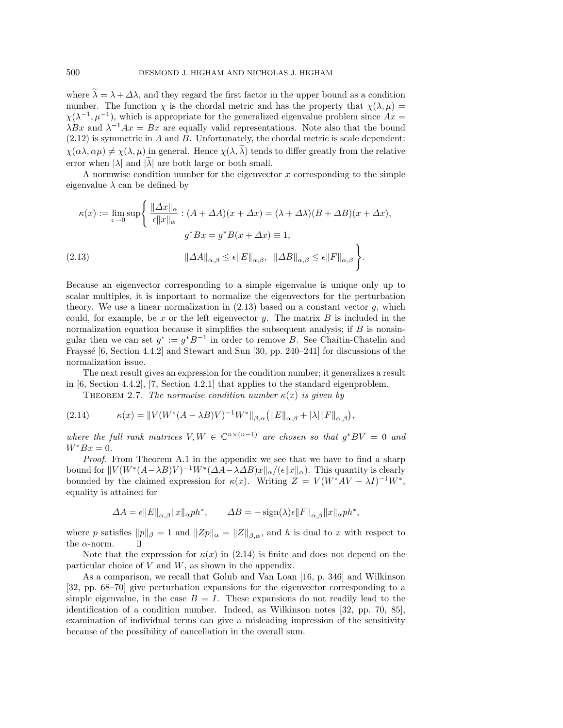where $\widetilde{\lambda} = \lambda + \Delta\lambda$, and they regard the first factor in the upper bound as a condition number. The function $\chi$ is the chordal metric and has the property that $\chi(\lambda, \mu) = \chi(\lambda^{-1}, \mu^{-1})$, which is appropriate for the generalized eigenvalue problem since $Ax = \lambda Bx$ and $\lambda^{-1}Ax = Bx$ are equally valid representations. Note also that the bound (2.12) is symmetric in $A$ and $B$. Unfortunately, the chordal metric is scale dependent: $\chi(\alpha\lambda, \alpha\mu) \neq \chi(\lambda, \mu)$ in general. Hence $\chi(\lambda, \widetilde{\lambda})$ tends to differ greatly from the relative error when $|\lambda|$ and $|\widetilde{\lambda}|$ are both large or both small.

A normwise condition number for the eigenvector $x$ corresponding to the simple eigenvalue $\lambda$ can be defined by

$$
\begin{aligned}
\kappa(x) := \lim_{\epsilon \to 0} \sup \Bigg\{ \frac{\|\Delta x\|_\alpha}{\epsilon \|x\|_\alpha} : (A + \Delta A)(x + \Delta x) = (\lambda + \Delta\lambda)(B + \Delta B)(x + \Delta x),& \\
g^* Bx = g^* B(x + \Delta x) \equiv 1,& \\
\|\Delta A\|_{\alpha,\beta} \le \epsilon \|E\|_{\alpha,\beta}, \;\; \|\Delta B\|_{\alpha,\beta} \le \epsilon \|F\|_{\alpha,\beta} \Bigg\}.& \qquad (2.13)
\end{aligned}
$$

Because an eigenvector corresponding to a simple eigenvalue is unique only up to scalar multiples, it is important to normalize the eigenvectors for the perturbation theory. We use a linear normalization in (2.13) based on a constant vector $g$, which could, for example, be $x$ or the left eigenvector $y$. The matrix $B$ is included in the normalization equation because it simplifies the subsequent analysis; if $B$ is nonsingular then we can set $g^* := g^* B^{-1}$ in order to remove $B$. See Chaitin-Chatelin and Frayssé [6, Section 4.4.2] and Stewart and Sun [30, pp. 240–241] for discussions of the normalization issue.

The next result gives an expression for the condition number; it generalizes a result in [6, Section 4.4.2], [7, Section 4.2.1] that applies to the standard eigenproblem.

THEOREM 2.7. *The normwise condition number $\kappa(x)$ is given by*

$$
\kappa(x) = \|V(W^*(A - \lambda B)V)^{-1}W^*\|_{\beta,\alpha}\big(\|E\|_{\alpha,\beta} + |\lambda|\|F\|_{\alpha,\beta}\big), \qquad (2.14)
$$

*where the full rank matrices $V, W \in \mathbb{C}^{n \times (n-1)}$ are chosen so that $g^* BV = 0$ and $W^* Bx = 0$.*

*Proof.* From Theorem A.1 in the appendix we see that we have to find a sharp bound for $\|V(W^*(A-\lambda B)V)^{-1}W^*(\Delta A - \lambda \Delta B)x\|_\alpha / (\epsilon \|x\|_\alpha)$. This quantity is clearly bounded by the claimed expression for $\kappa(x)$. Writing $Z = V(W^*AV - \lambda I)^{-1}W^*$, equality is attained for

$$
\Delta A = \epsilon \|E\|_{\alpha,\beta} \|x\|_\alpha p h^*, \qquad \Delta B = -\operatorname{sign}(\lambda) \epsilon \|F\|_{\alpha,\beta} \|x\|_\alpha p h^*,
$$

where $p$ satisfies $\|p\|_\beta = 1$ and $\|Zp\|_\alpha = \|Z\|_{\beta,\alpha}$, and $h$ is dual to $x$ with respect to the $\alpha$-norm. $\square$

Note that the expression for $\kappa(x)$ in (2.14) is finite and does not depend on the particular choice of $V$ and $W$, as shown in the appendix.

As a comparison, we recall that Golub and Van Loan [16, p. 346] and Wilkinson [32, pp. 68–70] give perturbation expansions for the eigenvector corresponding to a simple eigenvalue, in the case $B = I$. These expansions do not readily lead to the identification of a condition number. Indeed, as Wilkinson notes [32, pp. 70, 85], examination of individual terms can give a misleading impression of the sensitivity because of the possibility of cancellation in the overall sum.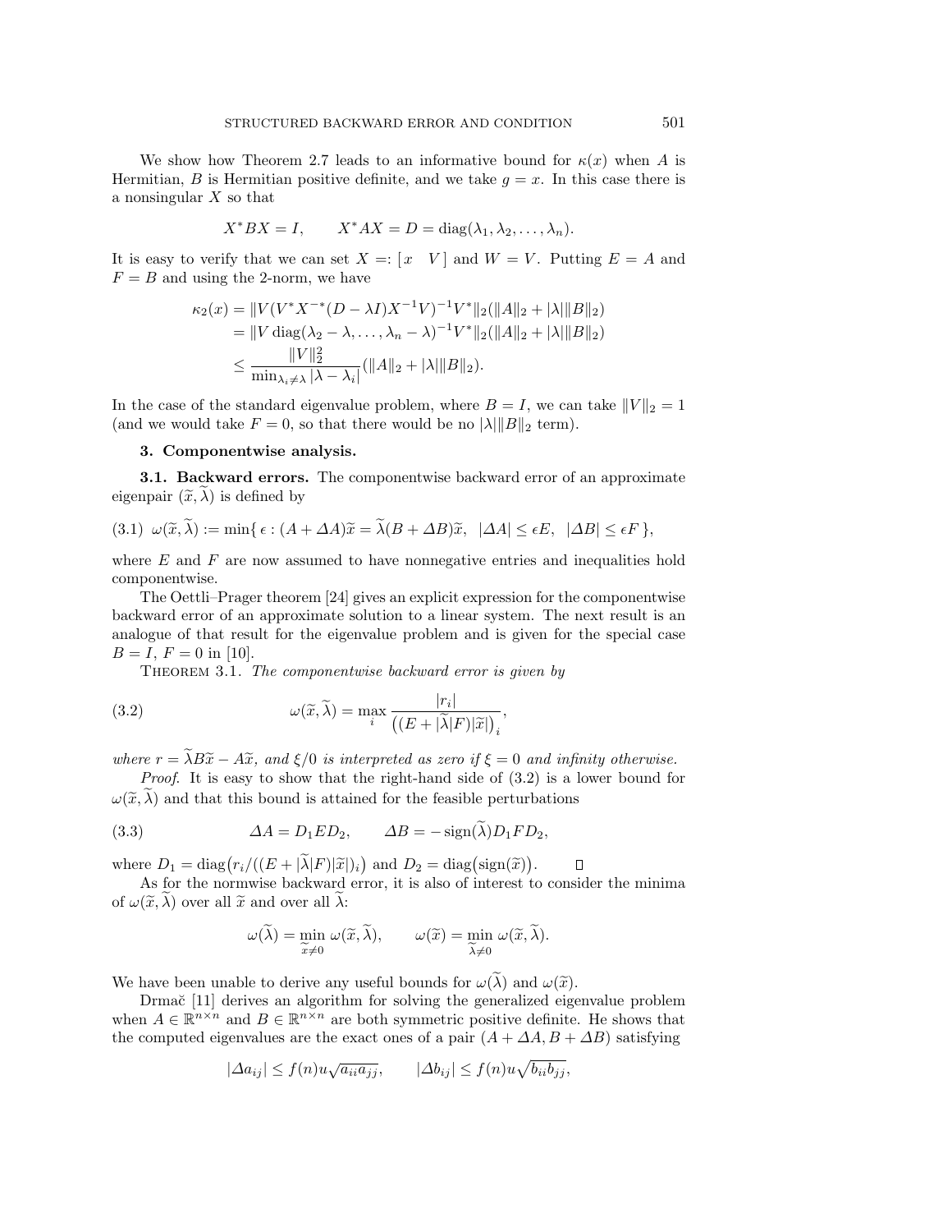We show how Theorem 2.7 leads to an informative bound for $\kappa(x)$ when $A$ is Hermitian, $B$ is Hermitian positive definite, and we take $g = x$. In this case there is a nonsingular $X$ so that

$$X^*BX = I, \qquad X^*AX = D = \mathrm{diag}(\lambda_1, \lambda_2, \ldots, \lambda_n).$$

It is easy to verify that we can set $X =: [\, x \quad V \,]$ and $W = V$. Putting $E = A$ and $F = B$ and using the 2-norm, we have

$$\begin{aligned}
\kappa_2(x) &= \|V(V^*X^{-*}(D - \lambda I)X^{-1}V)^{-1}V^*\|_2(\|A\|_2 + |\lambda|\|B\|_2) \\
&= \|V\,\mathrm{diag}(\lambda_2 - \lambda, \ldots, \lambda_n - \lambda)^{-1}V^*\|_2(\|A\|_2 + |\lambda|\|B\|_2) \\
&\le \frac{\|V\|_2^2}{\min_{\lambda_i \ne \lambda} |\lambda - \lambda_i|}(\|A\|_2 + |\lambda|\|B\|_2).
\end{aligned}$$

In the case of the standard eigenvalue problem, where $B = I$, we can take $\|V\|_2 = 1$ (and we would take $F = 0$, so that there would be no $|\lambda|\|B\|_2$ term).

## 3. Componentwise analysis.

### 3.1. Backward errors.

The componentwise backward error of an approximate eigenpair $(\widetilde{x}, \widetilde{\lambda})$ is defined by

$$\omega(\widetilde{x}, \widetilde{\lambda}) := \min\{\, \epsilon : (A + \Delta A)\widetilde{x} = \widetilde{\lambda}(B + \Delta B)\widetilde{x}, \;\; |\Delta A| \le \epsilon E, \;\; |\Delta B| \le \epsilon F \,\}, \tag{3.1}$$

where $E$ and $F$ are now assumed to have nonnegative entries and inequalities hold componentwise.

The Oettli–Prager theorem [24] gives an explicit expression for the componentwise backward error of an approximate solution to a linear system. The next result is an analogue of that result for the eigenvalue problem and is given for the special case $B = I$, $F = 0$ in [10].

Theorem 3.1. *The componentwise backward error is given by*

$$\omega(\widetilde{x}, \widetilde{\lambda}) = \max_i \frac{|r_i|}{\big((E + |\widetilde{\lambda}|F)|\widetilde{x}|\big)_i}, \tag{3.2}$$

*where $r = \widetilde{\lambda}B\widetilde{x} - A\widetilde{x}$, and $\xi/0$ is interpreted as zero if $\xi = 0$ and infinity otherwise.*

*Proof.* It is easy to show that the right-hand side of (3.2) is a lower bound for $\omega(\widetilde{x}, \widetilde{\lambda})$ and that this bound is attained for the feasible perturbations

$$\Delta A = D_1 E D_2, \qquad \Delta B = -\,\mathrm{sign}(\widetilde{\lambda}) D_1 F D_2, \tag{3.3}$$

where $D_1 = \mathrm{diag}\big(r_i/((E + |\widetilde{\lambda}|F)|\widetilde{x}|)_i\big)$ and $D_2 = \mathrm{diag}\big(\mathrm{sign}(\widetilde{x})\big)$. $\square$

As for the normwise backward error, it is also of interest to consider the minima of $\omega(\widetilde{x}, \widetilde{\lambda})$ over all $\widetilde{x}$ and over all $\widetilde{\lambda}$:

$$\omega(\widetilde{\lambda}) = \min_{\widetilde{x} \ne 0} \omega(\widetilde{x}, \widetilde{\lambda}), \qquad \omega(\widetilde{x}) = \min_{\widetilde{\lambda} \ne 0} \omega(\widetilde{x}, \widetilde{\lambda}).$$

We have been unable to derive any useful bounds for $\omega(\widetilde{\lambda})$ and $\omega(\widetilde{x})$.

Drmač [11] derives an algorithm for solving the generalized eigenvalue problem when $A \in \mathbb{R}^{n \times n}$ and $B \in \mathbb{R}^{n \times n}$ are both symmetric positive definite. He shows that the computed eigenvalues are the exact ones of a pair $(A + \Delta A, B + \Delta B)$ satisfying

$$|\Delta a_{ij}| \le f(n)u\sqrt{a_{ii}a_{jj}}, \qquad |\Delta b_{ij}| \le f(n)u\sqrt{b_{ii}b_{jj}},$$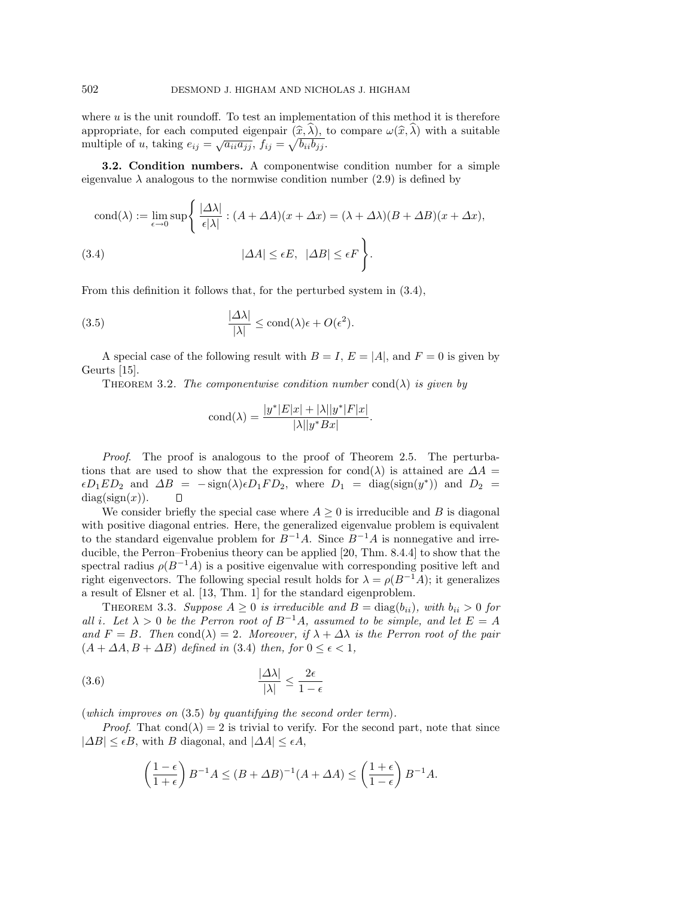where $u$ is the unit roundoff. To test an implementation of this method it is therefore appropriate, for each computed eigenpair $(\widehat{x}, \widehat{\lambda})$, to compare $\omega(\widehat{x}, \widehat{\lambda})$ with a suitable multiple of $u$, taking $e_{ij} = \sqrt{a_{ii}a_{jj}}$, $f_{ij} = \sqrt{b_{ii}b_{jj}}$.

**3.2. Condition numbers.** A componentwise condition number for a simple eigenvalue $\lambda$ analogous to the normwise condition number (2.9) is defined by

$$\operatorname{cond}(\lambda) := \lim_{\epsilon \to 0} \sup \left\{ \frac{|\Delta\lambda|}{\epsilon|\lambda|} : (A + \Delta A)(x + \Delta x) = (\lambda + \Delta\lambda)(B + \Delta B)(x + \Delta x), \right.$$

$$\left. |\Delta A| \leq \epsilon E, \; |\Delta B| \leq \epsilon F \right\}. \tag{3.4}$$

From this definition it follows that, for the perturbed system in (3.4),

$$\frac{|\Delta\lambda|}{|\lambda|} \leq \operatorname{cond}(\lambda)\epsilon + O(\epsilon^2). \tag{3.5}$$

A special case of the following result with $B = I$, $E = |A|$, and $F = 0$ is given by Geurts [15].

THEOREM 3.2. *The componentwise condition number* $\operatorname{cond}(\lambda)$ *is given by*

$$\operatorname{cond}(\lambda) = \frac{|y^*|E|x| + |\lambda||y^*|F|x|}{|\lambda||y^*Bx|}.$$

*Proof.* The proof is analogous to the proof of Theorem 2.5. The perturbations that are used to show that the expression for $\operatorname{cond}(\lambda)$ is attained are $\Delta A = \epsilon D_1 E D_2$ and $\Delta B = -\operatorname{sign}(\lambda)\epsilon D_1 F D_2$, where $D_1 = \operatorname{diag}(\operatorname{sign}(y^*))$ and $D_2 = \operatorname{diag}(\operatorname{sign}(x))$. ◻

We consider briefly the special case where $A \geq 0$ is irreducible and $B$ is diagonal with positive diagonal entries. Here, the generalized eigenvalue problem is equivalent to the standard eigenvalue problem for $B^{-1}A$. Since $B^{-1}A$ is nonnegative and irreducible, the Perron–Frobenius theory can be applied [20, Thm. 8.4.4] to show that the spectral radius $\rho(B^{-1}A)$ is a positive eigenvalue with corresponding positive left and right eigenvectors. The following special result holds for $\lambda = \rho(B^{-1}A)$; it generalizes a result of Elsner et al. [13, Thm. 1] for the standard eigenproblem.

THEOREM 3.3. *Suppose $A \geq 0$ is irreducible and $B = \operatorname{diag}(b_{ii})$, with $b_{ii} > 0$ for all $i$. Let $\lambda > 0$ be the Perron root of $B^{-1}A$, assumed to be simple, and let $E = A$ and $F = B$. Then $\operatorname{cond}(\lambda) = 2$. Moreover, if $\lambda + \Delta\lambda$ is the Perron root of the pair $(A + \Delta A, B + \Delta B)$ defined in* (3.4) *then, for* $0 \leq \epsilon < 1$,

$$\frac{|\Delta\lambda|}{|\lambda|} \leq \frac{2\epsilon}{1 - \epsilon} \tag{3.6}$$

(*which improves on* (3.5) *by quantifying the second order term*).

*Proof.* That $\operatorname{cond}(\lambda) = 2$ is trivial to verify. For the second part, note that since $|\Delta B| \leq \epsilon B$, with $B$ diagonal, and $|\Delta A| \leq \epsilon A$,

$$\left(\frac{1 - \epsilon}{1 + \epsilon}\right) B^{-1}A \leq (B + \Delta B)^{-1}(A + \Delta A) \leq \left(\frac{1 + \epsilon}{1 - \epsilon}\right) B^{-1}A.$$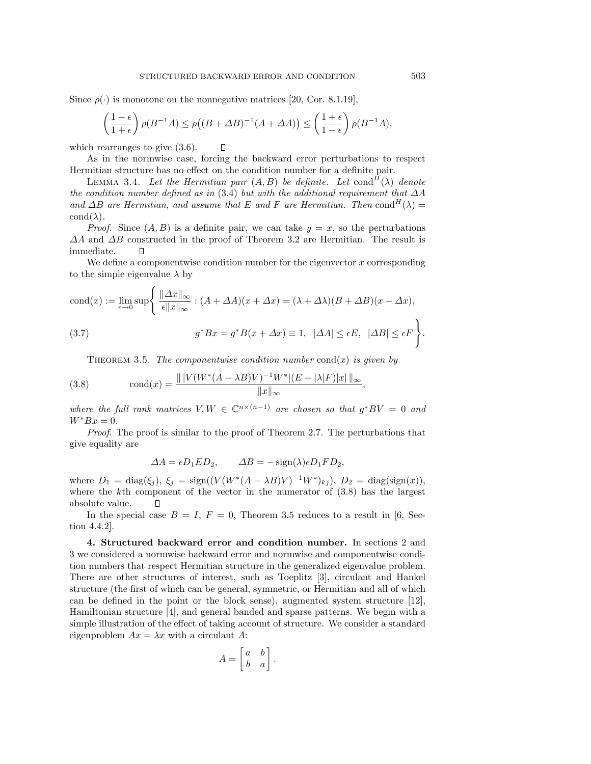Since $\rho(\cdot)$ is monotone on the nonnegative matrices [20, Cor. 8.1.19],

$$\left(\frac{1-\epsilon}{1+\epsilon}\right)\rho(B^{-1}A) \leq \rho\big((B+\Delta B)^{-1}(A+\Delta A)\big) \leq \left(\frac{1+\epsilon}{1-\epsilon}\right)\rho(B^{-1}A),$$

which rearranges to give (3.6). ∎

As in the normwise case, forcing the backward error perturbations to respect Hermitian structure has no effect on the condition number for a definite pair.

LEMMA 3.4. *Let the Hermitian pair $(A, B)$ be definite. Let $\mathrm{cond}^H(\lambda)$ denote the condition number defined as in (3.4) but with the additional requirement that $\Delta A$ and $\Delta B$ are Hermitian, and assume that $E$ and $F$ are Hermitian. Then $\mathrm{cond}^H(\lambda) = \mathrm{cond}(\lambda)$.*

*Proof.* Since $(A, B)$ is a definite pair, we can take $y = x$, so the perturbations $\Delta A$ and $\Delta B$ constructed in the proof of Theorem 3.2 are Hermitian. The result is immediate. ∎

We define a componentwise condition number for the eigenvector $x$ corresponding to the simple eigenvalue $\lambda$ by

$$\mathrm{cond}(x) := \lim_{\epsilon\to 0}\sup\left\{ \frac{\|\Delta x\|_\infty}{\epsilon\|x\|_\infty} : (A+\Delta A)(x+\Delta x) = (\lambda+\Delta\lambda)(B+\Delta B)(x+\Delta x),\right.$$
$$\left. g^*Bx = g^*B(x+\Delta x) \equiv 1,\ \ |\Delta A| \leq \epsilon E,\ \ |\Delta B| \leq \epsilon F \right\}. \tag{3.7}$$

THEOREM 3.5. *The componentwise condition number $\mathrm{cond}(x)$ is given by*

$$\mathrm{cond}(x) = \frac{\|\,|V(W^*(A-\lambda B)V)^{-1}W^*|(E+|\lambda|F)|x|\,\|_\infty}{\|x\|_\infty}, \tag{3.8}$$

*where the full rank matrices $V, W \in \mathbb{C}^{n\times(n-1)}$ are chosen so that $g^*BV = 0$ and $W^*Bx = 0$.*

*Proof.* The proof is similar to the proof of Theorem 2.7. The perturbations that give equality are

$$\Delta A = \epsilon D_1 E D_2, \qquad \Delta B = -\,\mathrm{sign}(\lambda)\epsilon D_1 F D_2,$$

where $D_1 = \mathrm{diag}(\xi_j)$, $\xi_j = \mathrm{sign}((V(W^*(A-\lambda B)V)^{-1}W^*)_{kj})$, $D_2 = \mathrm{diag}(\mathrm{sign}(x))$, where the $k$th component of the vector in the numerator of (3.8) has the largest absolute value. ∎

In the special case $B = I$, $F = 0$, Theorem 3.5 reduces to a result in [6, Section 4.4.2].

**4. Structured backward error and condition number.** In sections 2 and 3 we considered a normwise backward error and normwise and componentwise condition numbers that respect Hermitian structure in the generalized eigenvalue problem. There are other structures of interest, such as Toeplitz [3], circulant and Hankel structure (the first of which can be general, symmetric, or Hermitian and all of which can be defined in the point or the block sense), augmented system structure [12], Hamiltonian structure [4], and general banded and sparse patterns. We begin with a simple illustration of the effect of taking account of structure. We consider a standard eigenproblem $Ax = \lambda x$ with a circulant $A$:

$$A = \begin{bmatrix} a & b \\ b & a \end{bmatrix}.$$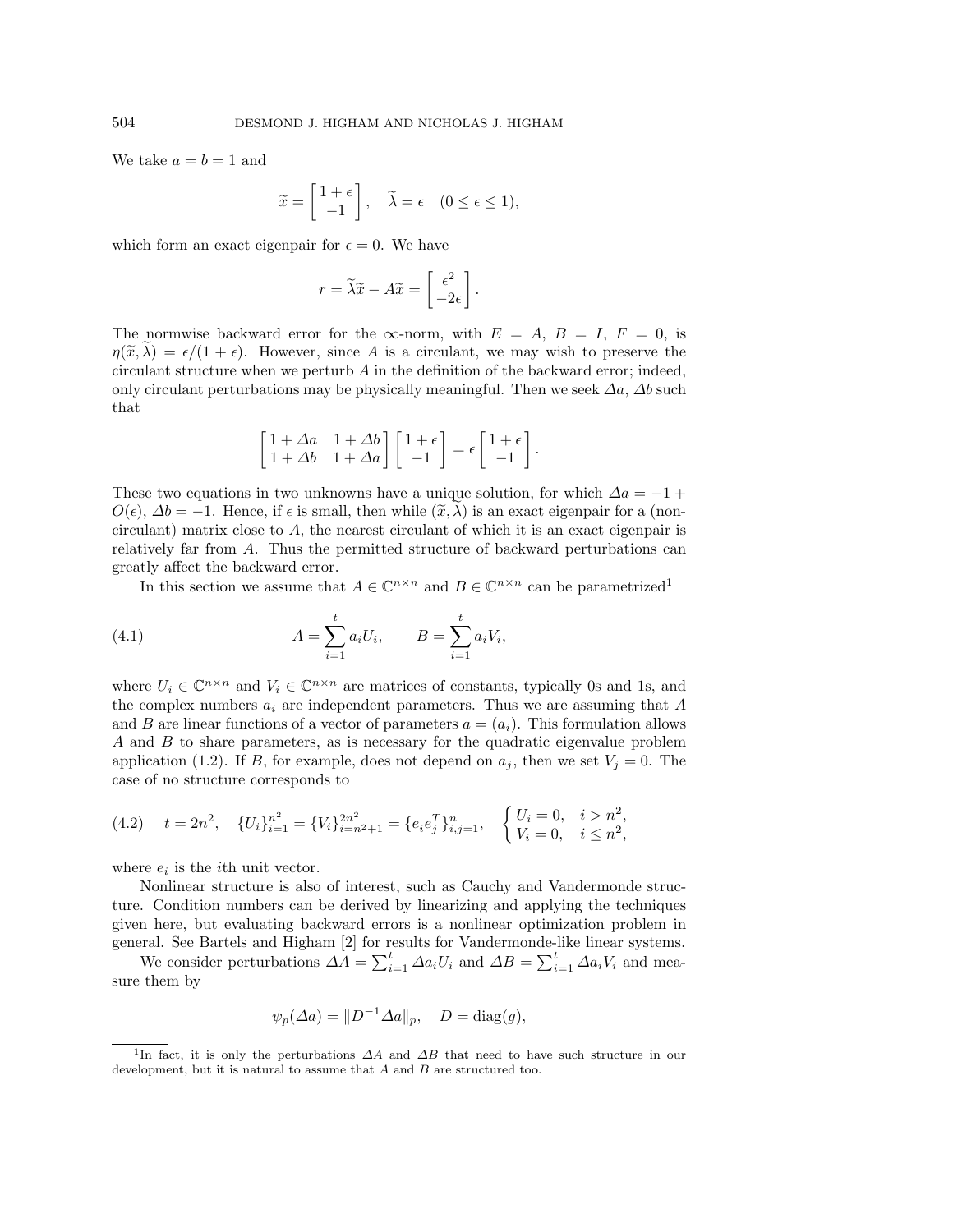We take $a = b = 1$ and

$$\widetilde{x} = \begin{bmatrix} 1+\epsilon \\ -1 \end{bmatrix}, \quad \widetilde{\lambda} = \epsilon \quad (0 \le \epsilon \le 1),$$

which form an exact eigenpair for $\epsilon = 0$. We have

$$r = \widetilde{\lambda}\widetilde{x} - A\widetilde{x} = \begin{bmatrix} \epsilon^2 \\ -2\epsilon \end{bmatrix}.$$

The normwise backward error for the $\infty$-norm, with $E = A$, $B = I$, $F = 0$, is $\eta(\widetilde{x}, \widetilde{\lambda}) = \epsilon/(1+\epsilon)$. However, since $A$ is a circulant, we may wish to preserve the circulant structure when we perturb $A$ in the definition of the backward error; indeed, only circulant perturbations may be physically meaningful. Then we seek $\Delta a$, $\Delta b$ such that

$$\begin{bmatrix} 1+\Delta a & 1+\Delta b \\ 1+\Delta b & 1+\Delta a \end{bmatrix} \begin{bmatrix} 1+\epsilon \\ -1 \end{bmatrix} = \epsilon \begin{bmatrix} 1+\epsilon \\ -1 \end{bmatrix}.$$

These two equations in two unknowns have a unique solution, for which $\Delta a = -1 + O(\epsilon)$, $\Delta b = -1$. Hence, if $\epsilon$ is small, then while $(\widetilde{x}, \widetilde{\lambda})$ is an exact eigenpair for a (noncirculant) matrix close to $A$, the nearest circulant of which it is an exact eigenpair is relatively far from $A$. Thus the permitted structure of backward perturbations can greatly affect the backward error.

In this section we assume that $A \in \mathbb{C}^{n\times n}$ and $B \in \mathbb{C}^{n\times n}$ can be parametrized[1]

$$A = \sum_{i=1}^{t} a_i U_i, \qquad B = \sum_{i=1}^{t} a_i V_i, \tag{4.1}$$

where $U_i \in \mathbb{C}^{n\times n}$ and $V_i \in \mathbb{C}^{n\times n}$ are matrices of constants, typically 0s and 1s, and the complex numbers $a_i$ are independent parameters. Thus we are assuming that $A$ and $B$ are linear functions of a vector of parameters $a = (a_i)$. This formulation allows $A$ and $B$ to share parameters, as is necessary for the quadratic eigenvalue problem application (1.2). If $B$, for example, does not depend on $a_j$, then we set $V_j = 0$. The case of no structure corresponds to

$$t = 2n^2, \quad \{U_i\}_{i=1}^{n^2} = \{V_i\}_{i=n^2+1}^{2n^2} = \{e_i e_j^T\}_{i,j=1}^{n}, \quad \begin{cases} U_i = 0, & i > n^2, \\ V_i = 0, & i \le n^2, \end{cases} \tag{4.2}$$

where $e_i$ is the $i$th unit vector.

Nonlinear structure is also of interest, such as Cauchy and Vandermonde structure. Condition numbers can be derived by linearizing and applying the techniques given here, but evaluating backward errors is a nonlinear optimization problem in general. See Bartels and Higham [2] for results for Vandermonde-like linear systems.

We consider perturbations $\Delta A = \sum_{i=1}^{t} \Delta a_i U_i$ and $\Delta B = \sum_{i=1}^{t} \Delta a_i V_i$ and measure them by

$$\psi_p(\Delta a) = \|D^{-1}\Delta a\|_p, \quad D = \mathrm{diag}(g),$$

[1] In fact, it is only the perturbations $\Delta A$ and $\Delta B$ that need to have such structure in our development, but it is natural to assume that $A$ and $B$ are structured too.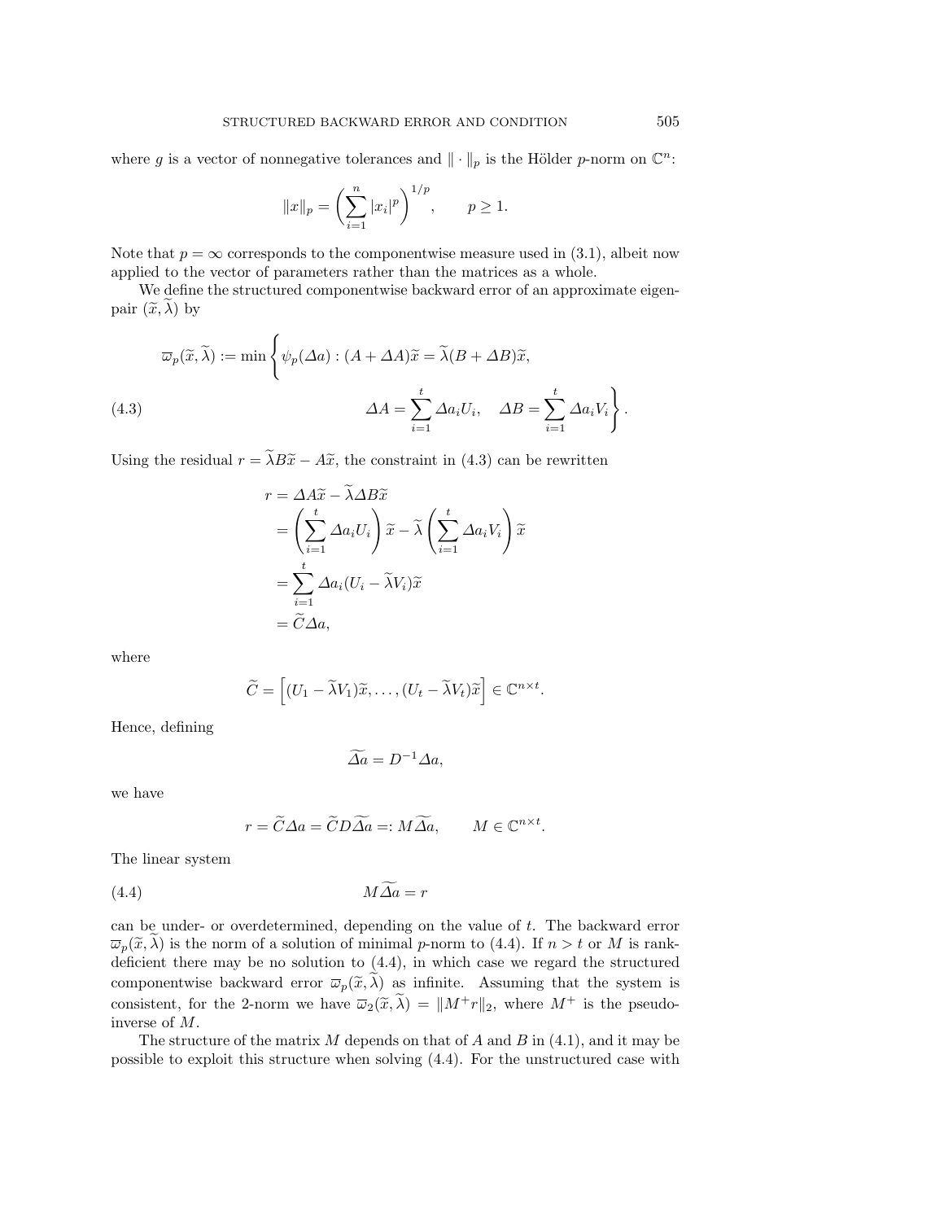where $g$ is a vector of nonnegative tolerances and $\|\cdot\|_p$ is the Hölder $p$-norm on $\mathbb{C}^n$:

$$\|x\|_p = \left(\sum_{i=1}^{n} |x_i|^p\right)^{1/p}, \qquad p \geq 1.$$

Note that $p = \infty$ corresponds to the componentwise measure used in (3.1), albeit now applied to the vector of parameters rather than the matrices as a whole.

We define the structured componentwise backward error of an approximate eigenpair $(\widetilde{x}, \widetilde{\lambda})$ by

$$\overline{\omega}_p(\widetilde{x}, \widetilde{\lambda}) := \min\left\{ \psi_p(\Delta a) : (A + \Delta A)\widetilde{x} = \widetilde{\lambda}(B + \Delta B)\widetilde{x}, \right.$$

$$\left. \Delta A = \sum_{i=1}^{t} \Delta a_i U_i, \quad \Delta B = \sum_{i=1}^{t} \Delta a_i V_i \right\}. \tag{4.3}$$

Using the residual $r = \widetilde{\lambda} B \widetilde{x} - A\widetilde{x}$, the constraint in (4.3) can be rewritten

$$\begin{aligned}
r &= \Delta A \widetilde{x} - \widetilde{\lambda} \Delta B \widetilde{x} \\
&= \left(\sum_{i=1}^{t} \Delta a_i U_i\right) \widetilde{x} - \widetilde{\lambda} \left(\sum_{i=1}^{t} \Delta a_i V_i\right) \widetilde{x} \\
&= \sum_{i=1}^{t} \Delta a_i (U_i - \widetilde{\lambda} V_i)\widetilde{x} \\
&= \widetilde{C} \Delta a,
\end{aligned}$$

where

$$\widetilde{C} = \left[(U_1 - \widetilde{\lambda} V_1)\widetilde{x}, \ldots, (U_t - \widetilde{\lambda} V_t)\widetilde{x}\right] \in \mathbb{C}^{n \times t}.$$

Hence, defining

$$\widetilde{\Delta a} = D^{-1} \Delta a,$$

we have

$$r = \widetilde{C} \Delta a = \widetilde{C} D \widetilde{\Delta a} =: M \widetilde{\Delta a}, \qquad M \in \mathbb{C}^{n \times t}.$$

The linear system

$$M \widetilde{\Delta a} = r \tag{4.4}$$

can be under- or overdetermined, depending on the value of $t$. The backward error $\overline{\omega}_p(\widetilde{x}, \widetilde{\lambda})$ is the norm of a solution of minimal $p$-norm to (4.4). If $n > t$ or $M$ is rank-deficient there may be no solution to (4.4), in which case we regard the structured componentwise backward error $\overline{\omega}_p(\widetilde{x}, \widetilde{\lambda})$ as infinite. Assuming that the system is consistent, for the 2-norm we have $\overline{\omega}_2(\widetilde{x}, \widetilde{\lambda}) = \|M^+ r\|_2$, where $M^+$ is the pseudo-inverse of $M$.

The structure of the matrix $M$ depends on that of $A$ and $B$ in (4.1), and it may be possible to exploit this structure when solving (4.4). For the unstructured case with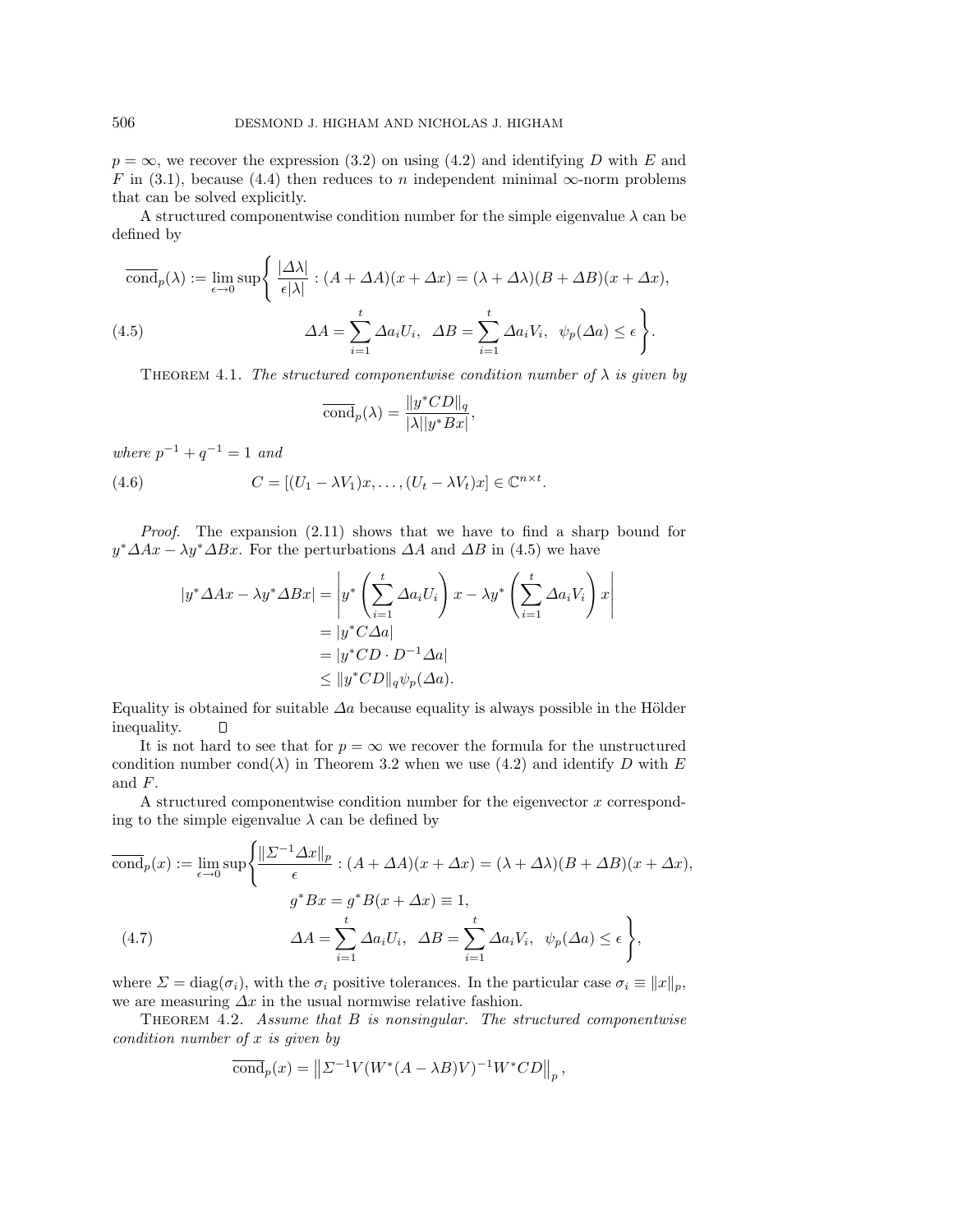$p = \infty$, we recover the expression (3.2) on using (4.2) and identifying $D$ with $E$ and $F$ in (3.1), because (4.4) then reduces to $n$ independent minimal $\infty$-norm problems that can be solved explicitly.

A structured componentwise condition number for the simple eigenvalue $\lambda$ can be defined by

$$\overline{\mathrm{cond}}_p(\lambda) := \lim_{\epsilon \to 0} \sup \Bigg\{ \frac{|\Delta\lambda|}{\epsilon|\lambda|} : (A + \Delta A)(x + \Delta x) = (\lambda + \Delta\lambda)(B + \Delta B)(x + \Delta x),$$

$$\Delta A = \sum_{i=1}^{t} \Delta a_i U_i, \;\; \Delta B = \sum_{i=1}^{t} \Delta a_i V_i, \;\; \psi_p(\Delta a) \le \epsilon \Bigg\}. \tag{4.5}$$

**Theorem 4.1.** *The structured componentwise condition number of $\lambda$ is given by*

$$\overline{\mathrm{cond}}_p(\lambda) = \frac{\|y^* C D\|_q}{|\lambda||y^* B x|},$$

*where $p^{-1} + q^{-1} = 1$ and*

$$C = [(U_1 - \lambda V_1)x, \ldots, (U_t - \lambda V_t)x] \in \mathbb{C}^{n \times t}. \tag{4.6}$$

*Proof.* The expansion (2.11) shows that we have to find a sharp bound for $y^*\Delta A x - \lambda y^* \Delta B x$. For the perturbations $\Delta A$ and $\Delta B$ in (4.5) we have

$$\begin{aligned} |y^*\Delta A x - \lambda y^* \Delta B x| &= \left| y^* \left( \sum_{i=1}^{t} \Delta a_i U_i \right) x - \lambda y^* \left( \sum_{i=1}^{t} \Delta a_i V_i \right) x \right| \\ &= |y^* C \Delta a| \\ &= |y^* C D \cdot D^{-1} \Delta a| \\ &\le \|y^* C D\|_q \psi_p(\Delta a). \end{aligned}$$

Equality is obtained for suitable $\Delta a$ because equality is always possible in the Hölder inequality. □

It is not hard to see that for $p = \infty$ we recover the formula for the unstructured condition number $\mathrm{cond}(\lambda)$ in Theorem 3.2 when we use (4.2) and identify $D$ with $E$ and $F$.

A structured componentwise condition number for the eigenvector $x$ corresponding to the simple eigenvalue $\lambda$ can be defined by

$$\overline{\mathrm{cond}}_p(x) := \lim_{\epsilon \to 0} \sup \Bigg\{ \frac{\|\Sigma^{-1} \Delta x\|_p}{\epsilon} : (A + \Delta A)(x + \Delta x) = (\lambda + \Delta\lambda)(B + \Delta B)(x + \Delta x),$$

$$g^* B x = g^* B (x + \Delta x) \equiv 1,$$

$$\Delta A = \sum_{i=1}^{t} \Delta a_i U_i, \;\; \Delta B = \sum_{i=1}^{t} \Delta a_i V_i, \;\; \psi_p(\Delta a) \le \epsilon \Bigg\}, \tag{4.7}$$

where $\Sigma = \mathrm{diag}(\sigma_i)$, with the $\sigma_i$ positive tolerances. In the particular case $\sigma_i \equiv \|x\|_p$, we are measuring $\Delta x$ in the usual normwise relative fashion.

**Theorem 4.2.** *Assume that $B$ is nonsingular. The structured componentwise condition number of $x$ is given by*

$$\overline{\mathrm{cond}}_p(x) = \left\| \Sigma^{-1} V (W^*(A - \lambda B) V)^{-1} W^* C D \right\|_p,$$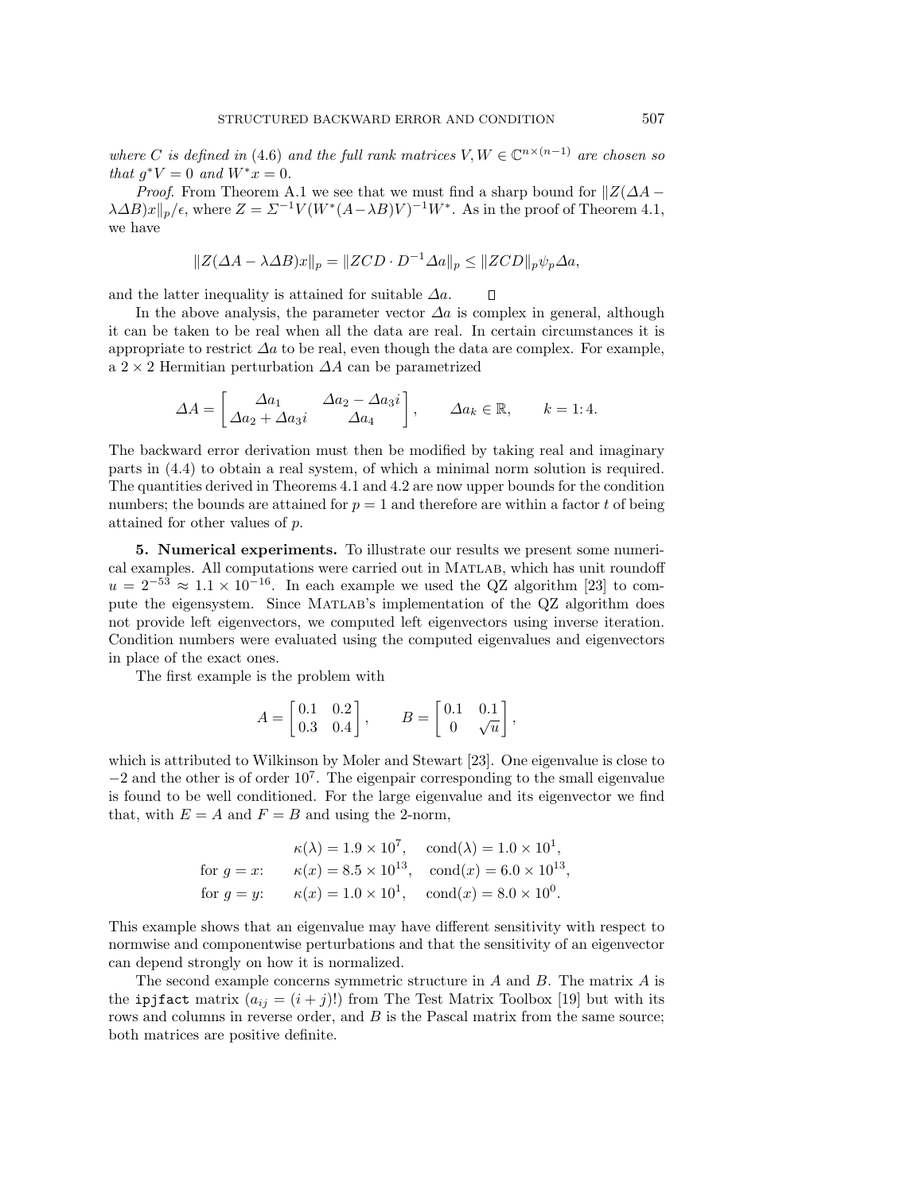*where $C$ is defined in* (4.6) *and the full rank matrices $V, W \in \mathbb{C}^{n\times(n-1)}$ are chosen so that $g^*V = 0$ and $W^*x = 0$.*

*Proof*. From Theorem A.1 we see that we must find a sharp bound for $\|Z(\Delta A - \lambda \Delta B)x\|_p/\epsilon$, where $Z = \Sigma^{-1}V(W^*(A-\lambda B)V)^{-1}W^*$. As in the proof of Theorem 4.1, we have

$$\|Z(\Delta A - \lambda \Delta B)x\|_p = \|ZCD \cdot D^{-1}\Delta a\|_p \le \|ZCD\|_p \psi_p \Delta a,$$

and the latter inequality is attained for suitable $\Delta a$. $\square$

In the above analysis, the parameter vector $\Delta a$ is complex in general, although it can be taken to be real when all the data are real. In certain circumstances it is appropriate to restrict $\Delta a$ to be real, even though the data are complex. For example, a $2 \times 2$ Hermitian perturbation $\Delta A$ can be parametrized

$$\Delta A = \begin{bmatrix} \Delta a_1 & \Delta a_2 - \Delta a_3 i \\ \Delta a_2 + \Delta a_3 i & \Delta a_4 \end{bmatrix}, \qquad \Delta a_k \in \mathbb{R}, \qquad k = 1{:}\,4.$$

The backward error derivation must then be modified by taking real and imaginary parts in (4.4) to obtain a real system, of which a minimal norm solution is required. The quantities derived in Theorems 4.1 and 4.2 are now upper bounds for the condition numbers; the bounds are attained for $p = 1$ and therefore are within a factor $t$ of being attained for other values of $p$.

## 5. Numerical experiments.

To illustrate our results we present some numerical examples. All computations were carried out in MATLAB, which has unit roundoff $u = 2^{-53} \approx 1.1 \times 10^{-16}$. In each example we used the QZ algorithm [23] to compute the eigensystem. Since MATLAB's implementation of the QZ algorithm does not provide left eigenvectors, we computed left eigenvectors using inverse iteration. Condition numbers were evaluated using the computed eigenvalues and eigenvectors in place of the exact ones.

The first example is the problem with

$$A = \begin{bmatrix} 0.1 & 0.2 \\ 0.3 & 0.4 \end{bmatrix}, \qquad B = \begin{bmatrix} 0.1 & 0.1 \\ 0 & \sqrt{u} \end{bmatrix},$$

which is attributed to Wilkinson by Moler and Stewart [23]. One eigenvalue is close to $-2$ and the other is of order $10^7$. The eigenpair corresponding to the small eigenvalue is found to be well conditioned. For the large eigenvalue and its eigenvector we find that, with $E = A$ and $F = B$ and using the 2-norm,

$$\begin{aligned} &\kappa(\lambda) = 1.9 \times 10^7, \quad \mathrm{cond}(\lambda) = 1.0 \times 10^1, \\ \text{for } g = x: \quad &\kappa(x) = 8.5 \times 10^{13}, \quad \mathrm{cond}(x) = 6.0 \times 10^{13}, \\ \text{for } g = y: \quad &\kappa(x) = 1.0 \times 10^1, \quad \mathrm{cond}(x) = 8.0 \times 10^0. \end{aligned}$$

This example shows that an eigenvalue may have different sensitivity with respect to normwise and componentwise perturbations and that the sensitivity of an eigenvector can depend strongly on how it is normalized.

The second example concerns symmetric structure in $A$ and $B$. The matrix $A$ is the `ipjfact` matrix ($a_{ij} = (i + j)!$) from The Test Matrix Toolbox [19] but with its rows and columns in reverse order, and $B$ is the Pascal matrix from the same source; both matrices are positive definite.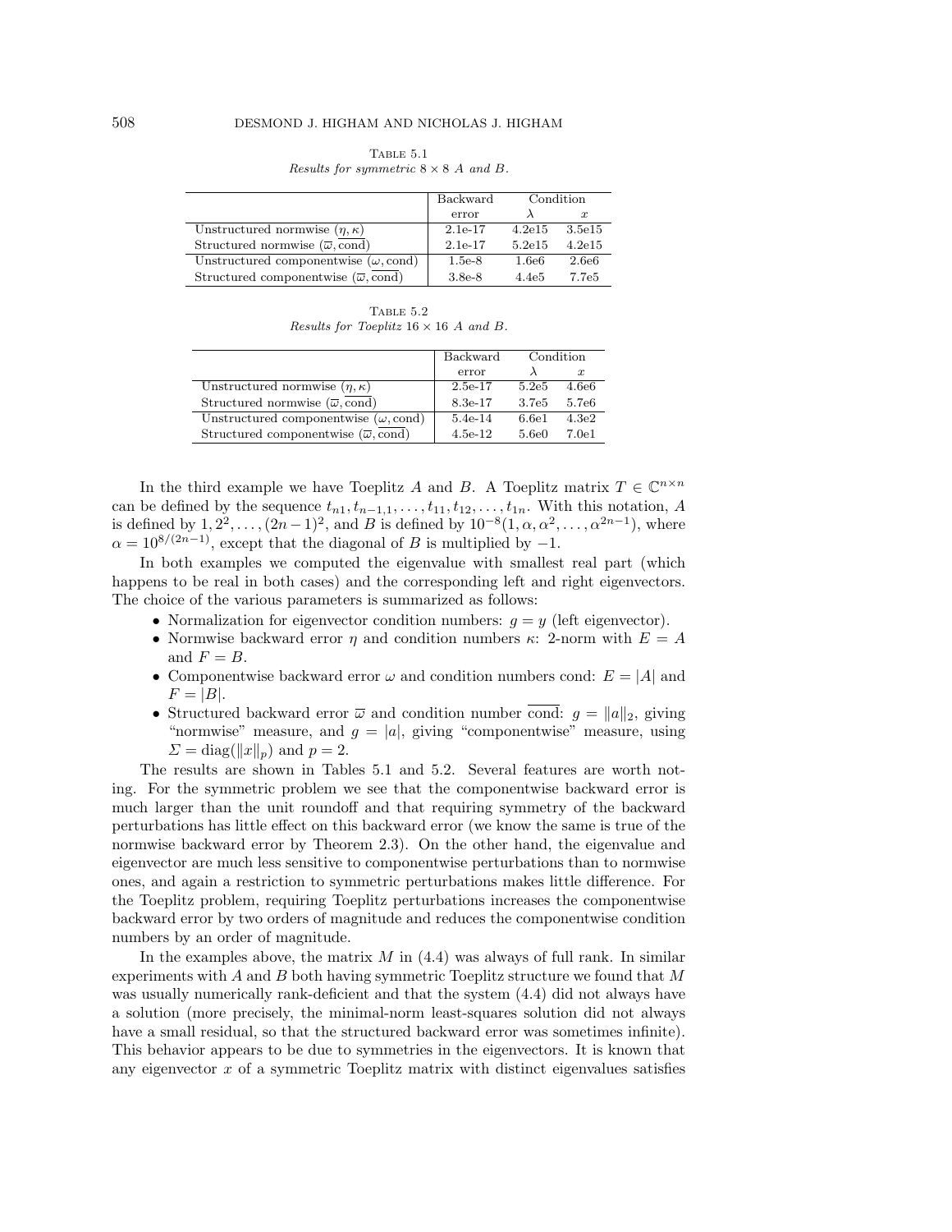Table 5.1
*Results for symmetric $8 \times 8$ $A$ and $B$.*

| | Backward error | Condition $\lambda$ | Condition $x$ |
|---|---|---|---|
| Unstructured normwise $(\eta, \kappa)$ | 2.1e-17 | 4.2e15 | 3.5e15 |
| Structured normwise $(\overline{\omega}, \overline{\text{cond}})$ | 2.1e-17 | 5.2e15 | 4.2e15 |
| Unstructured componentwise $(\omega, \text{cond})$ | 1.5e-8 | 1.6e6 | 2.6e6 |
| Structured componentwise $(\overline{\omega}, \overline{\text{cond}})$ | 3.8e-8 | 4.4e5 | 7.7e5 |

Table 5.2
*Results for Toeplitz $16 \times 16$ $A$ and $B$.*

| | Backward error | Condition $\lambda$ | Condition $x$ |
|---|---|---|---|
| Unstructured normwise $(\eta, \kappa)$ | 2.5e-17 | 5.2e5 | 4.6e6 |
| Structured normwise $(\overline{\omega}, \overline{\text{cond}})$ | 8.3e-17 | 3.7e5 | 5.7e6 |
| Unstructured componentwise $(\omega, \text{cond})$ | 5.4e-14 | 6.6e1 | 4.3e2 |
| Structured componentwise $(\overline{\omega}, \overline{\text{cond}})$ | 4.5e-12 | 5.6e0 | 7.0e1 |

In the third example we have Toeplitz $A$ and $B$. A Toeplitz matrix $T \in \mathbb{C}^{n\times n}$ can be defined by the sequence $t_{n1}, t_{n-1,1}, \ldots, t_{11}, t_{12}, \ldots, t_{1n}$. With this notation, $A$ is defined by $1, 2^2, \ldots, (2n-1)^2$, and $B$ is defined by $10^{-8}(1, \alpha, \alpha^2, \ldots, \alpha^{2n-1})$, where $\alpha = 10^{8/(2n-1)}$, except that the diagonal of $B$ is multiplied by $-1$.

In both examples we computed the eigenvalue with smallest real part (which happens to be real in both cases) and the corresponding left and right eigenvectors. The choice of the various parameters is summarized as follows:

- Normalization for eigenvector condition numbers: $g = y$ (left eigenvector).
- Normwise backward error $\eta$ and condition numbers $\kappa$: 2-norm with $E = A$ and $F = B$.
- Componentwise backward error $\omega$ and condition numbers cond: $E = |A|$ and $F = |B|$.
- Structured backward error $\overline{\omega}$ and condition number $\overline{\text{cond}}$: $g = \|a\|_2$, giving "normwise" measure, and $g = |a|$, giving "componentwise" measure, using $\Sigma = \text{diag}(\|x\|_p)$ and $p = 2$.

The results are shown in Tables 5.1 and 5.2. Several features are worth noting. For the symmetric problem we see that the componentwise backward error is much larger than the unit roundoff and that requiring symmetry of the backward perturbations has little effect on this backward error (we know the same is true of the normwise backward error by Theorem 2.3). On the other hand, the eigenvalue and eigenvector are much less sensitive to componentwise perturbations than to normwise ones, and again a restriction to symmetric perturbations makes little difference. For the Toeplitz problem, requiring Toeplitz perturbations increases the componentwise backward error by two orders of magnitude and reduces the componentwise condition numbers by an order of magnitude.

In the examples above, the matrix $M$ in (4.4) was always of full rank. In similar experiments with $A$ and $B$ both having symmetric Toeplitz structure we found that $M$ was usually numerically rank-deficient and that the system (4.4) did not always have a solution (more precisely, the minimal-norm least-squares solution did not always have a small residual, so that the structured backward error was sometimes infinite). This behavior appears to be due to symmetries in the eigenvectors. It is known that any eigenvector $x$ of a symmetric Toeplitz matrix with distinct eigenvalues satisfies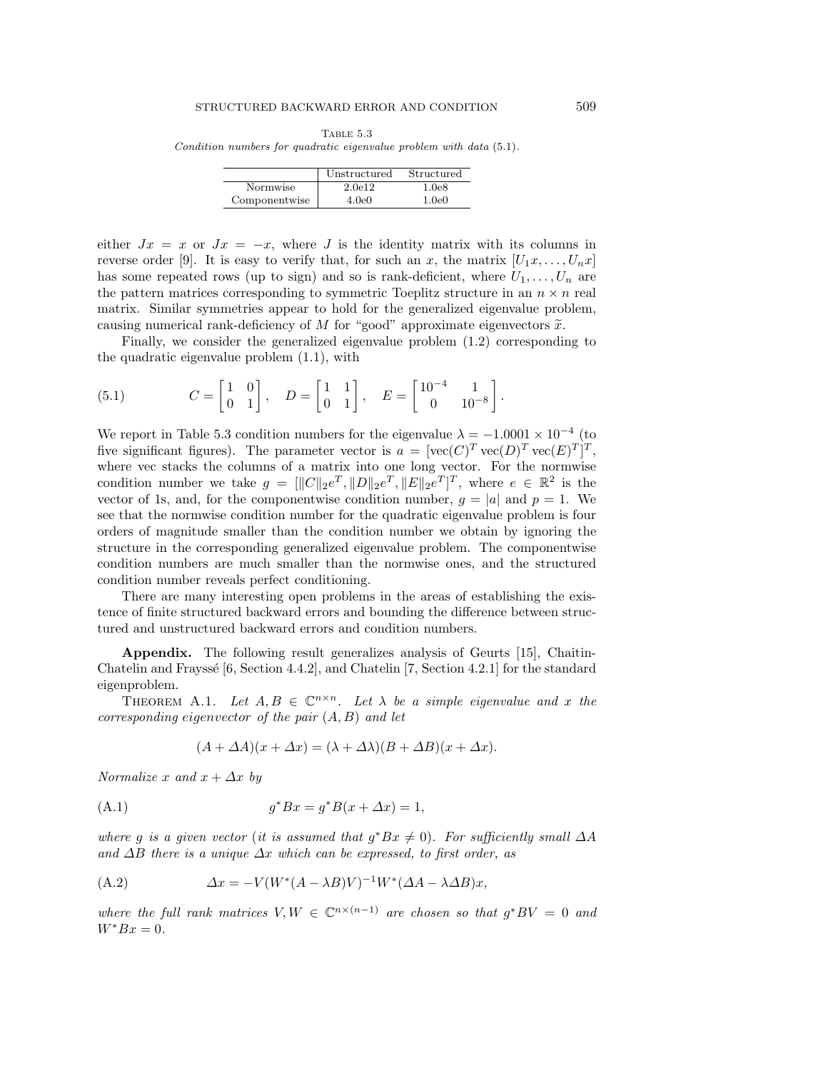Table 5.3

*Condition numbers for quadratic eigenvalue problem with data* (5.1).

| | Unstructured | Structured |
|---|---|---|
| Normwise | 2.0e12 | 1.0e8 |
| Componentwise | 4.0e0 | 1.0e0 |

either $Jx = x$ or $Jx = -x$, where $J$ is the identity matrix with its columns in reverse order [9]. It is easy to verify that, for such an $x$, the matrix $[U_1x, \ldots, U_nx]$ has some repeated rows (up to sign) and so is rank-deficient, where $U_1, \ldots, U_n$ are the pattern matrices corresponding to symmetric Toeplitz structure in an $n \times n$ real matrix. Similar symmetries appear to hold for the generalized eigenvalue problem, causing numerical rank-deficiency of $M$ for "good" approximate eigenvectors $\widetilde{x}$.

Finally, we consider the generalized eigenvalue problem (1.2) corresponding to the quadratic eigenvalue problem (1.1), with

$$C = \begin{bmatrix} 1 & 0 \\ 0 & 1 \end{bmatrix}, \quad D = \begin{bmatrix} 1 & 1 \\ 0 & 1 \end{bmatrix}, \quad E = \begin{bmatrix} 10^{-4} & 1 \\ 0 & 10^{-8} \end{bmatrix}. \tag{5.1}$$

We report in Table 5.3 condition numbers for the eigenvalue $\lambda = -1.0001 \times 10^{-4}$ (to five significant figures). The parameter vector is $a = [\mathrm{vec}(C)^T \, \mathrm{vec}(D)^T \, \mathrm{vec}(E)^T]^T$, where vec stacks the columns of a matrix into one long vector. For the normwise condition number we take $g = [\|C\|_2 e^T, \|D\|_2 e^T, \|E\|_2 e^T]^T$, where $e \in \mathbb{R}^2$ is the vector of 1s, and, for the componentwise condition number, $g = |a|$ and $p = 1$. We see that the normwise condition number for the quadratic eigenvalue problem is four orders of magnitude smaller than the condition number we obtain by ignoring the structure in the corresponding generalized eigenvalue problem. The componentwise condition numbers are much smaller than the normwise ones, and the structured condition number reveals perfect conditioning.

There are many interesting open problems in the areas of establishing the existence of finite structured backward errors and bounding the difference between structured and unstructured backward errors and condition numbers.

**Appendix.** The following result generalizes analysis of Geurts [15], Chaitin-Chatelin and Frayssé [6, Section 4.4.2], and Chatelin [7, Section 4.2.1] for the standard eigenproblem.

Theorem A.1. *Let $A, B \in \mathbb{C}^{n\times n}$. Let $\lambda$ be a simple eigenvalue and $x$ the corresponding eigenvector of the pair $(A, B)$ and let*

$$(A + \Delta A)(x + \Delta x) = (\lambda + \Delta\lambda)(B + \Delta B)(x + \Delta x).$$

*Normalize $x$ and $x + \Delta x$ by*

$$g^*Bx = g^*B(x + \Delta x) = 1, \tag{A.1}$$

*where $g$ is a given vector (it is assumed that $g^*Bx \neq 0$). For sufficiently small $\Delta A$ and $\Delta B$ there is a unique $\Delta x$ which can be expressed, to first order, as*

$$\Delta x = -V(W^*(A - \lambda B)V)^{-1}W^*(\Delta A - \lambda\Delta B)x, \tag{A.2}$$

*where the full rank matrices $V, W \in \mathbb{C}^{n\times(n-1)}$ are chosen so that $g^*BV = 0$ and $W^*Bx = 0$.*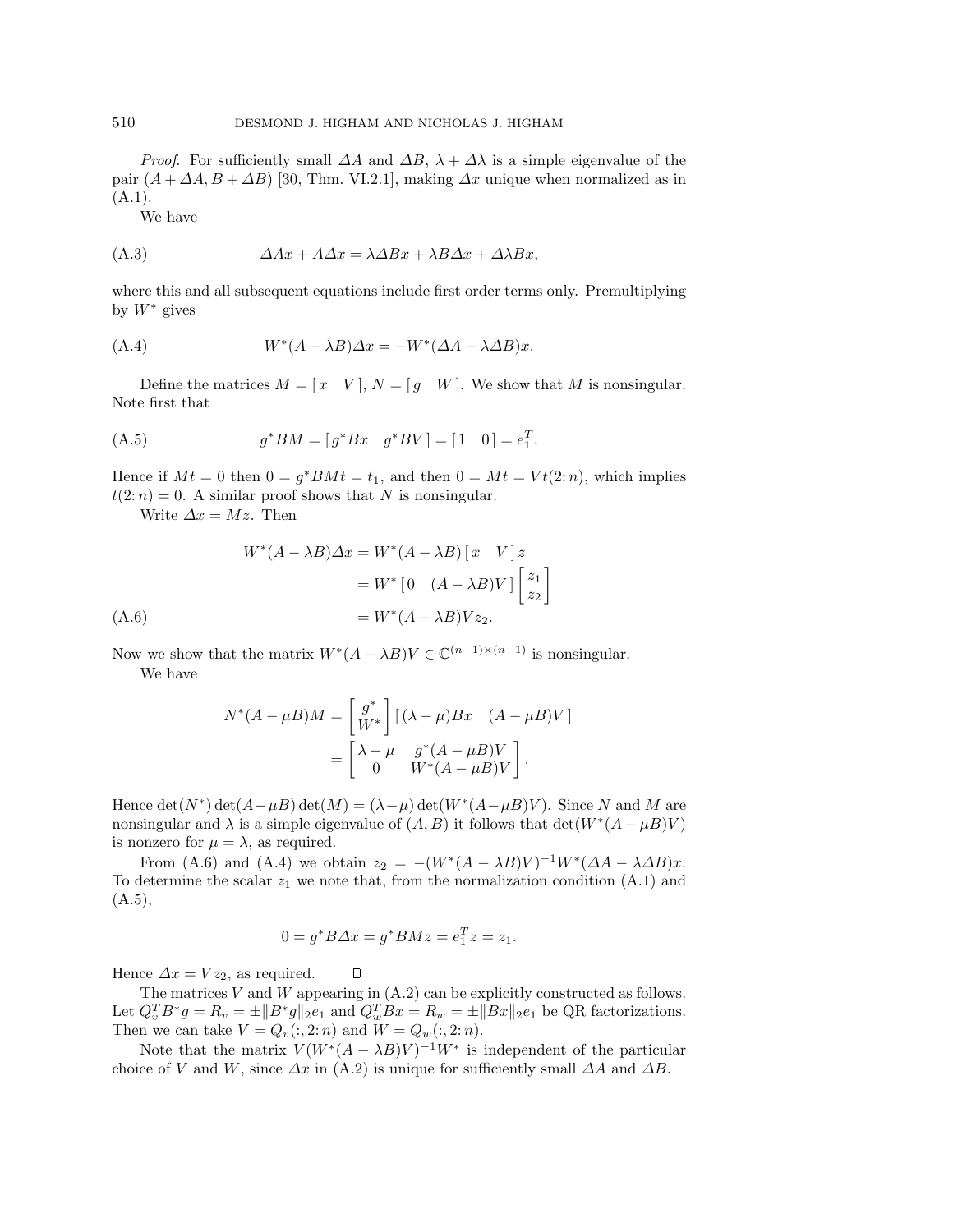*Proof*. For sufficiently small $\Delta A$ and $\Delta B$, $\lambda + \Delta\lambda$ is a simple eigenvalue of the pair $(A + \Delta A, B + \Delta B)$ [30, Thm. VI.2.1], making $\Delta x$ unique when normalized as in (A.1).

We have

$$\Delta A x + A \Delta x = \lambda \Delta B x + \lambda B \Delta x + \Delta\lambda B x, \tag{A.3}$$

where this and all subsequent equations include first order terms only. Premultiplying by $W^*$ gives

$$W^*(A - \lambda B)\Delta x = -W^*(\Delta A - \lambda \Delta B)x. \tag{A.4}$$

Define the matrices $M = [\, x \quad V \,]$, $N = [\, g \quad W \,]$. We show that $M$ is nonsingular. Note first that

$$g^* B M = [\, g^* B x \quad g^* B V \,] = [\, 1 \quad 0 \,] = e_1^T. \tag{A.5}$$

Hence if $Mt = 0$ then $0 = g^* B M t = t_1$, and then $0 = Mt = Vt(2\colon n)$, which implies $t(2\colon n) = 0$. A similar proof shows that $N$ is nonsingular.

Write $\Delta x = Mz$. Then

$$\begin{aligned} W^*(A - \lambda B)\Delta x &= W^*(A - \lambda B)\,[\, x \quad V \,]\, z \\ &= W^*\,[\, 0 \quad (A - \lambda B)V \,] \begin{bmatrix} z_1 \\ z_2 \end{bmatrix} \\ &= W^*(A - \lambda B) V z_2. \end{aligned} \tag{A.6}$$

Now we show that the matrix $W^*(A - \lambda B)V \in \mathbb{C}^{(n-1)\times(n-1)}$ is nonsingular.

We have

$$\begin{aligned} N^*(A - \mu B) M &= \begin{bmatrix} g^* \\ W^* \end{bmatrix} [\, (\lambda - \mu) B x \quad (A - \mu B) V \,] \\ &= \begin{bmatrix} \lambda - \mu & g^*(A - \mu B)V \\ 0 & W^*(A - \mu B)V \end{bmatrix}. \end{aligned}$$

Hence $\det(N^*)\det(A - \mu B)\det(M) = (\lambda - \mu)\det(W^*(A - \mu B)V)$. Since $N$ and $M$ are nonsingular and $\lambda$ is a simple eigenvalue of $(A, B)$ it follows that $\det(W^*(A - \mu B)V)$ is nonzero for $\mu = \lambda$, as required.

From (A.6) and (A.4) we obtain $z_2 = -(W^*(A - \lambda B)V)^{-1} W^*(\Delta A - \lambda \Delta B)x$. To determine the scalar $z_1$ we note that, from the normalization condition (A.1) and (A.5),

$$0 = g^* B \Delta x = g^* B M z = e_1^T z = z_1.$$

Hence $\Delta x = V z_2$, as required. □

The matrices $V$ and $W$ appearing in (A.2) can be explicitly constructed as follows. Let $Q_v^T B^* g = R_v = \pm\|B^* g\|_2 e_1$ and $Q_w^T B x = R_w = \pm\|Bx\|_2 e_1$ be QR factorizations. Then we can take $V = Q_v(:, 2\colon n)$ and $W = Q_w(:, 2\colon n)$.

Note that the matrix $V(W^*(A - \lambda B)V)^{-1} W^*$ is independent of the particular choice of $V$ and $W$, since $\Delta x$ in (A.2) is unique for sufficiently small $\Delta A$ and $\Delta B$.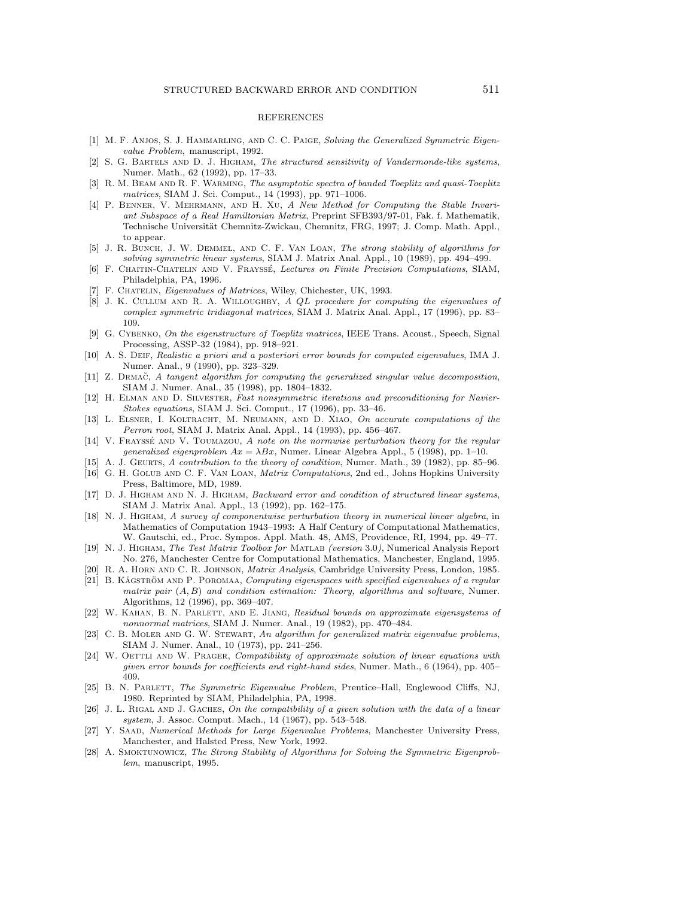## REFERENCES

[1] M. F. Anjos, S. J. Hammarling, and C. C. Paige, *Solving the Generalized Symmetric Eigenvalue Problem*, manuscript, 1992.

[2] S. G. Bartels and D. J. Higham, *The structured sensitivity of Vandermonde-like systems*, Numer. Math., 62 (1992), pp. 17–33.

[3] R. M. Beam and R. F. Warming, *The asymptotic spectra of banded Toeplitz and quasi-Toeplitz matrices*, SIAM J. Sci. Comput., 14 (1993), pp. 971–1006.

[4] P. Benner, V. Mehrmann, and H. Xu, *A New Method for Computing the Stable Invariant Subspace of a Real Hamiltonian Matrix*, Preprint SFB393/97-01, Fak. f. Mathematik, Technische Universität Chemnitz-Zwickau, Chemnitz, FRG, 1997; J. Comp. Math. Appl., to appear.

[5] J. R. Bunch, J. W. Demmel, and C. F. Van Loan, *The strong stability of algorithms for solving symmetric linear systems*, SIAM J. Matrix Anal. Appl., 10 (1989), pp. 494–499.

[6] F. Chaitin-Chatelin and V. Frayssé, *Lectures on Finite Precision Computations*, SIAM, Philadelphia, PA, 1996.

[7] F. Chatelin, *Eigenvalues of Matrices*, Wiley, Chichester, UK, 1993.

[8] J. K. Cullum and R. A. Willoughby, *A QL procedure for computing the eigenvalues of complex symmetric tridiagonal matrices*, SIAM J. Matrix Anal. Appl., 17 (1996), pp. 83–109.

[9] G. Cybenko, *On the eigenstructure of Toeplitz matrices*, IEEE Trans. Acoust., Speech, Signal Processing, ASSP-32 (1984), pp. 918–921.

[10] A. S. Deif, *Realistic a priori and a posteriori error bounds for computed eigenvalues*, IMA J. Numer. Anal., 9 (1990), pp. 323–329.

[11] Z. Drmač, *A tangent algorithm for computing the generalized singular value decomposition*, SIAM J. Numer. Anal., 35 (1998), pp. 1804–1832.

[12] H. Elman and D. Silvester, *Fast nonsymmetric iterations and preconditioning for Navier-Stokes equations*, SIAM J. Sci. Comput., 17 (1996), pp. 33–46.

[13] L. Elsner, I. Koltracht, M. Neumann, and D. Xiao, *On accurate computations of the Perron root*, SIAM J. Matrix Anal. Appl., 14 (1993), pp. 456–467.

[14] V. Frayssé and V. Toumazou, *A note on the normwise perturbation theory for the regular generalized eigenproblem $Ax = \lambda Bx$*, Numer. Linear Algebra Appl., 5 (1998), pp. 1–10.

[15] A. J. Geurts, *A contribution to the theory of condition*, Numer. Math., 39 (1982), pp. 85–96.

[16] G. H. Golub and C. F. Van Loan, *Matrix Computations*, 2nd ed., Johns Hopkins University Press, Baltimore, MD, 1989.

[17] D. J. Higham and N. J. Higham, *Backward error and condition of structured linear systems*, SIAM J. Matrix Anal. Appl., 13 (1992), pp. 162–175.

[18] N. J. Higham, *A survey of componentwise perturbation theory in numerical linear algebra*, in Mathematics of Computation 1943–1993: A Half Century of Computational Mathematics, W. Gautschi, ed., Proc. Sympos. Appl. Math. 48, AMS, Providence, RI, 1994, pp. 49–77.

[19] N. J. Higham, *The Test Matrix Toolbox for* Matlab *(version 3.0)*, Numerical Analysis Report No. 276, Manchester Centre for Computational Mathematics, Manchester, England, 1995.

[20] R. A. Horn and C. R. Johnson, *Matrix Analysis*, Cambridge University Press, London, 1985.

[21] B. Kågström and P. Poromaa, *Computing eigenspaces with specified eigenvalues of a regular matrix pair $(A, B)$ and condition estimation: Theory, algorithms and software*, Numer. Algorithms, 12 (1996), pp. 369–407.

[22] W. Kahan, B. N. Parlett, and E. Jiang, *Residual bounds on approximate eigensystems of nonnormal matrices*, SIAM J. Numer. Anal., 19 (1982), pp. 470–484.

[23] C. B. Moler and G. W. Stewart, *An algorithm for generalized matrix eigenvalue problems*, SIAM J. Numer. Anal., 10 (1973), pp. 241–256.

[24] W. Oettli and W. Prager, *Compatibility of approximate solution of linear equations with given error bounds for coefficients and right-hand sides*, Numer. Math., 6 (1964), pp. 405–409.

[25] B. N. Parlett, *The Symmetric Eigenvalue Problem*, Prentice–Hall, Englewood Cliffs, NJ, 1980. Reprinted by SIAM, Philadelphia, PA, 1998.

[26] J. L. Rigal and J. Gaches, *On the compatibility of a given solution with the data of a linear system*, J. Assoc. Comput. Mach., 14 (1967), pp. 543–548.

[27] Y. Saad, *Numerical Methods for Large Eigenvalue Problems*, Manchester University Press, Manchester, and Halsted Press, New York, 1992.

[28] A. Smoktunowicz, *The Strong Stability of Algorithms for Solving the Symmetric Eigenproblem*, manuscript, 1995.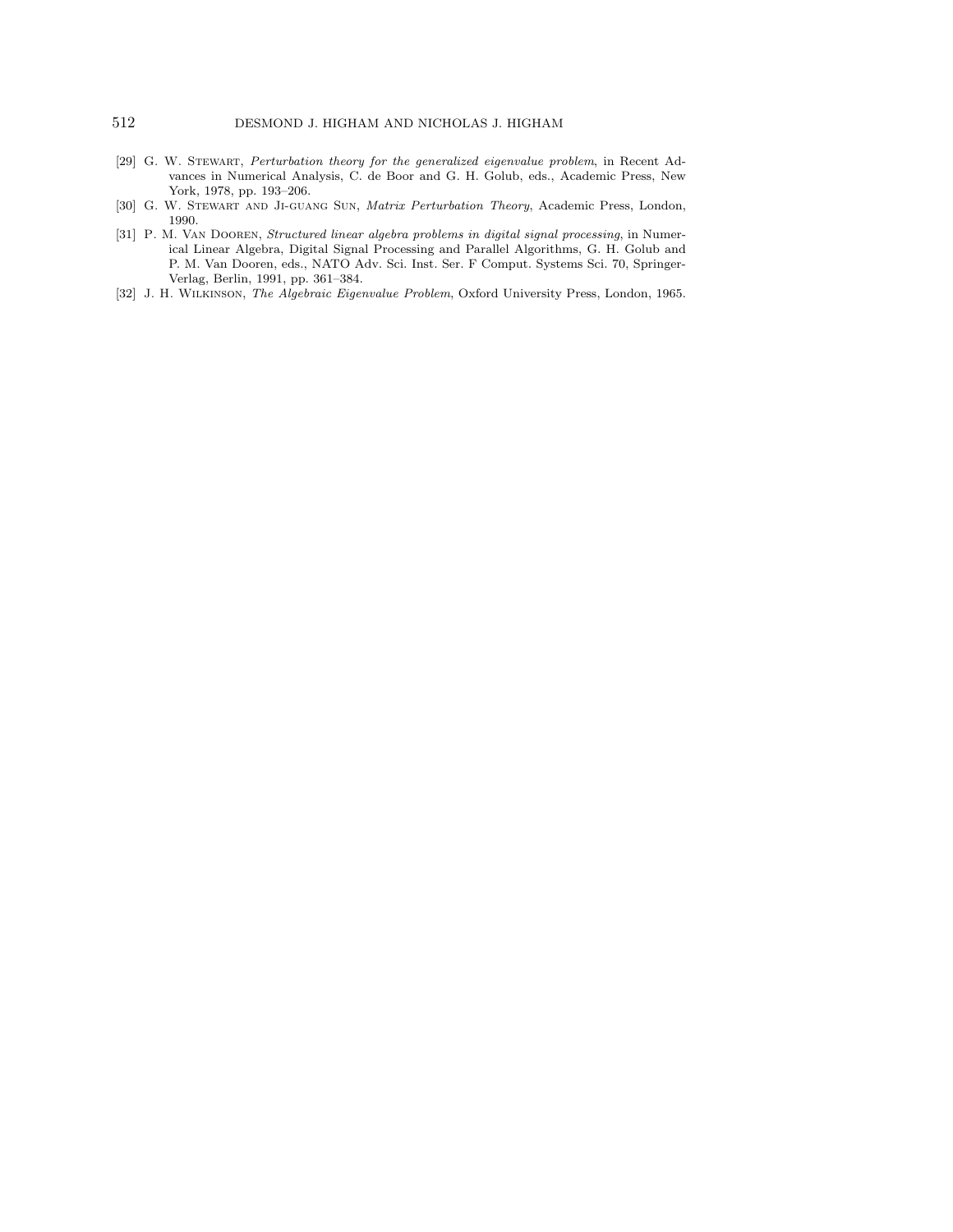[29] G. W. Stewart, *Perturbation theory for the generalized eigenvalue problem*, in Recent Advances in Numerical Analysis, C. de Boor and G. H. Golub, eds., Academic Press, New York, 1978, pp. 193–206.

[30] G. W. Stewart and Ji-guang Sun, *Matrix Perturbation Theory*, Academic Press, London, 1990.

[31] P. M. Van Dooren, *Structured linear algebra problems in digital signal processing*, in Numerical Linear Algebra, Digital Signal Processing and Parallel Algorithms, G. H. Golub and P. M. Van Dooren, eds., NATO Adv. Sci. Inst. Ser. F Comput. Systems Sci. 70, Springer-Verlag, Berlin, 1991, pp. 361–384.

[32] J. H. Wilkinson, *The Algebraic Eigenvalue Problem*, Oxford University Press, London, 1965.